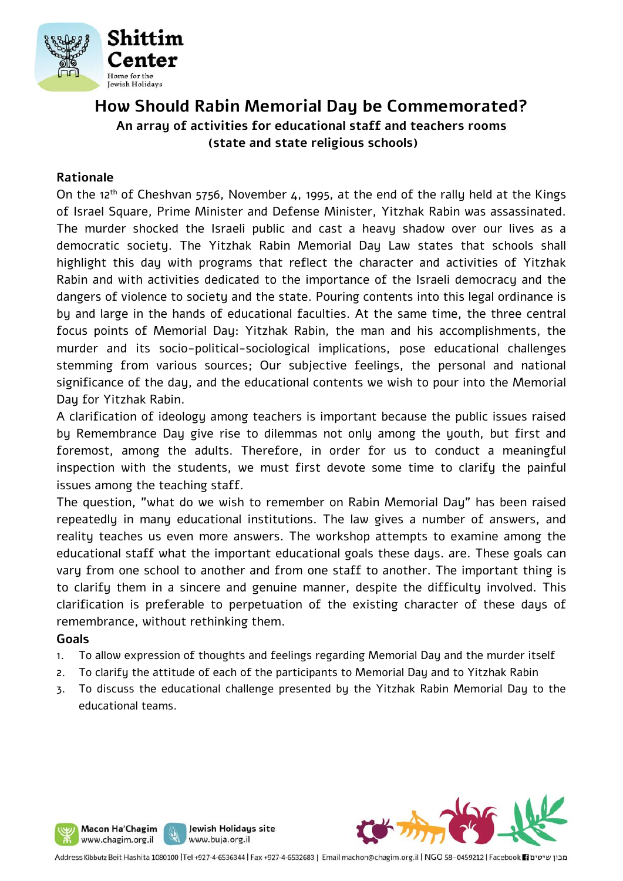# How Should Rabin Memorial Day be Commemorated?

**An array of activities for educational staff and teachers rooms (state and state religious schools)**

## Rationale

On the 12th of Cheshvan 5756, November 4, 1995, at the end of the rally held at the Kings of Israel Square, Prime Minister and Defense Minister, Yitzhak Rabin was assassinated. The murder shocked the Israeli public and cast a heavy shadow over our lives as a democratic society. The Yitzhak Rabin Memorial Day Law states that schools shall highlight this day with programs that reflect the character and activities of Yitzhak Rabin and with activities dedicated to the importance of the Israeli democracy and the dangers of violence to society and the state. Pouring contents into this legal ordinance is by and large in the hands of educational faculties. At the same time, the three central focus points of Memorial Day: Yitzhak Rabin, the man and his accomplishments, the murder and its socio-political-sociological implications, pose educational challenges stemming from various sources; Our subjective feelings, the personal and national significance of the day, and the educational contents we wish to pour into the Memorial Day for Yitzhak Rabin.

A clarification of ideology among teachers is important because the public issues raised by Remembrance Day give rise to dilemmas not only among the youth, but first and foremost, among the adults. Therefore, in order for us to conduct a meaningful inspection with the students, we must first devote some time to clarify the painful issues among the teaching staff.

The question, "what do we wish to remember on Rabin Memorial Day" has been raised repeatedly in many educational institutions. The law gives a number of answers, and reality teaches us even more answers. The workshop attempts to examine among the educational staff what the important educational goals these days. are. These goals can vary from one school to another and from one staff to another. The important thing is to clarify them in a sincere and genuine manner, despite the difficulty involved. This clarification is preferable to perpetuation of the existing character of these days of remembrance, without rethinking them.

## Goals

1. To allow expression of thoughts and feelings regarding Memorial Day and the murder itself
2. To clarify the attitude of each of the participants to Memorial Day and to Yitzhak Rabin
3. To discuss the educational challenge presented by the Yitzhak Rabin Memorial Day to the educational teams.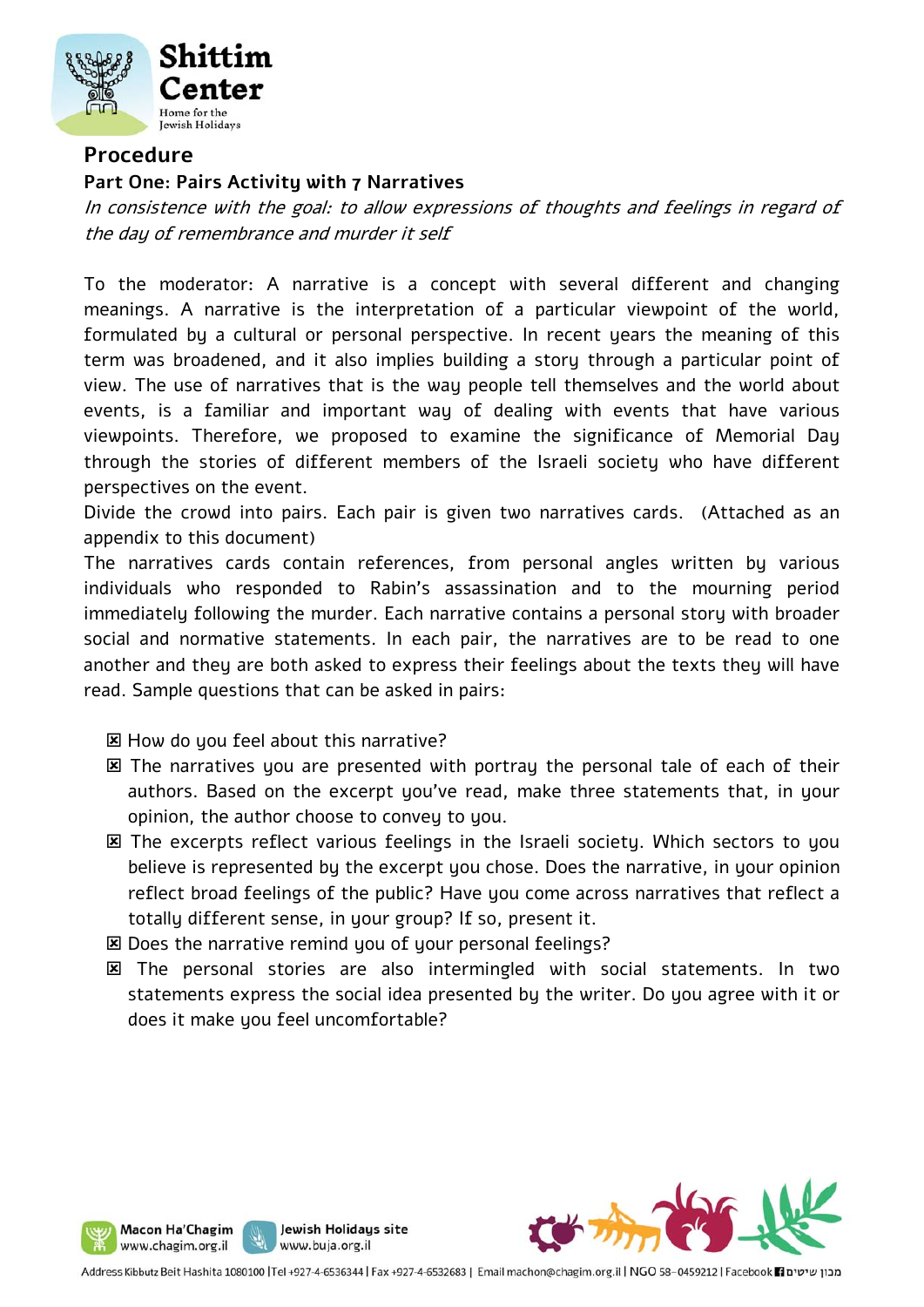## Procedure

### Part One: Pairs Activity with 7 Narratives

*In consistence with the goal: to allow expressions of thoughts and feelings in regard of the day of remembrance and murder it self*

To the moderator: A narrative is a concept with several different and changing meanings. A narrative is the interpretation of a particular viewpoint of the world, formulated by a cultural or personal perspective. In recent years the meaning of this term was broadened, and it also implies building a story through a particular point of view. The use of narratives that is the way people tell themselves and the world about events, is a familiar and important way of dealing with events that have various viewpoints. Therefore, we proposed to examine the significance of Memorial Day through the stories of different members of the Israeli society who have different perspectives on the event.

Divide the crowd into pairs. Each pair is given two narratives cards. (Attached as an appendix to this document)

The narratives cards contain references, from personal angles written by various individuals who responded to Rabin's assassination and to the mourning period immediately following the murder. Each narrative contains a personal story with broader social and normative statements. In each pair, the narratives are to be read to one another and they are both asked to express their feelings about the texts they will have read. Sample questions that can be asked in pairs:

- How do you feel about this narrative?
- The narratives you are presented with portray the personal tale of each of their authors. Based on the excerpt you've read, make three statements that, in your opinion, the author choose to convey to you.
- The excerpts reflect various feelings in the Israeli society. Which sectors to you believe is represented by the excerpt you chose. Does the narrative, in your opinion reflect broad feelings of the public? Have you come across narratives that reflect a totally different sense, in your group? If so, present it.
- Does the narrative remind you of your personal feelings?
- The personal stories are also intermingled with social statements. In two statements express the social idea presented by the writer. Do you agree with it or does it make you feel uncomfortable?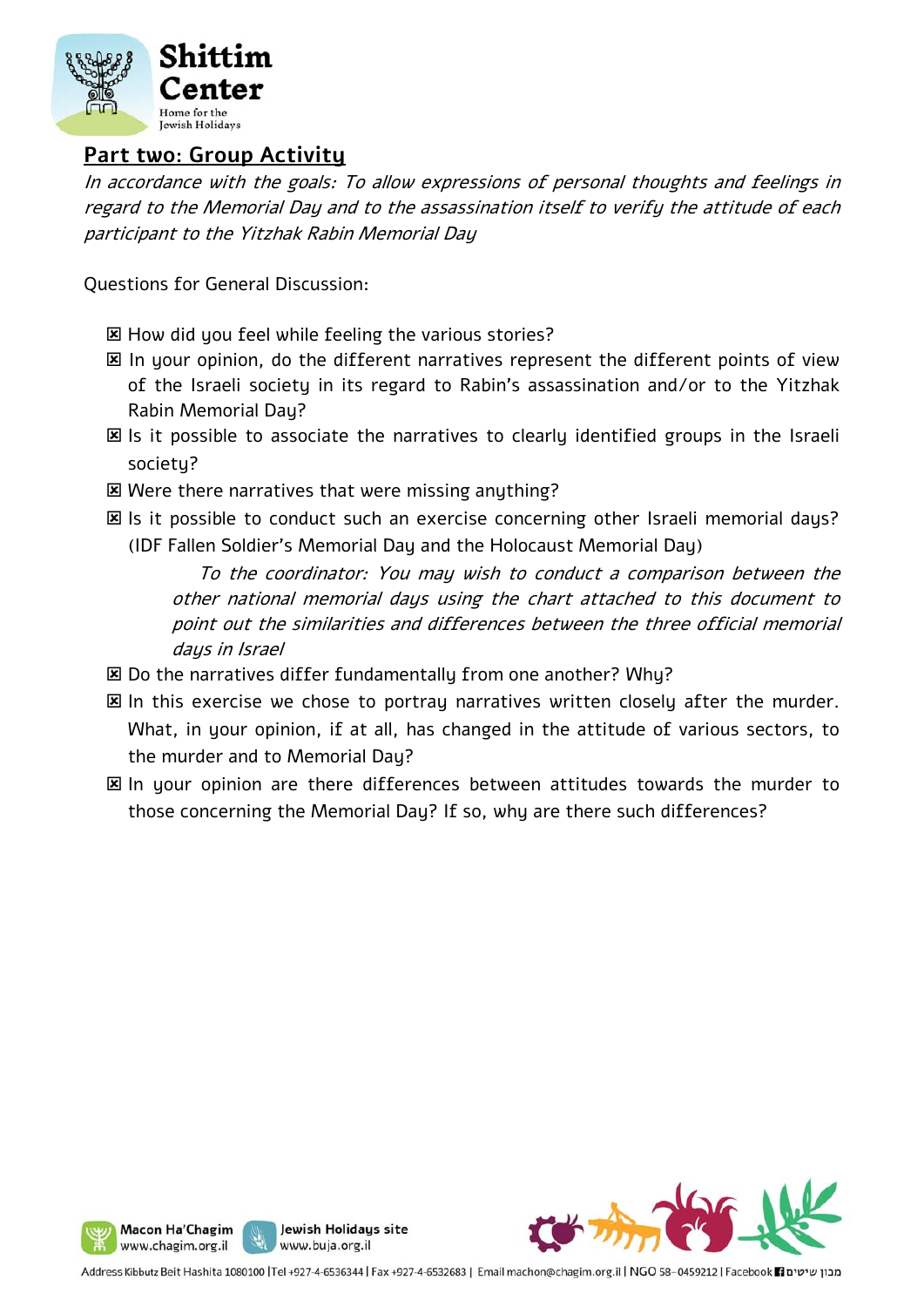## Part two: Group Activity

*In accordance with the goals: To allow expressions of personal thoughts and feelings in regard to the Memorial Day and to the assassination itself to verify the attitude of each participant to the Yitzhak Rabin Memorial Day*

Questions for General Discussion:

- ☒ How did you feel while feeling the various stories?
- ☒ In your opinion, do the different narratives represent the different points of view of the Israeli society in its regard to Rabin's assassination and/or to the Yitzhak Rabin Memorial Day?
- ☒ Is it possible to associate the narratives to clearly identified groups in the Israeli society?
- ☒ Were there narratives that were missing anything?
- ☒ Is it possible to conduct such an exercise concerning other Israeli memorial days? (IDF Fallen Soldier's Memorial Day and the Holocaust Memorial Day)

  *To the coordinator: You may wish to conduct a comparison between the other national memorial days using the chart attached to this document to point out the similarities and differences between the three official memorial days in Israel*

- ☒ Do the narratives differ fundamentally from one another? Why?
- ☒ In this exercise we chose to portray narratives written closely after the murder. What, in your opinion, if at all, has changed in the attitude of various sectors, to the murder and to Memorial Day?
- ☒ In your opinion are there differences between attitudes towards the murder to those concerning the Memorial Day? If so, why are there such differences?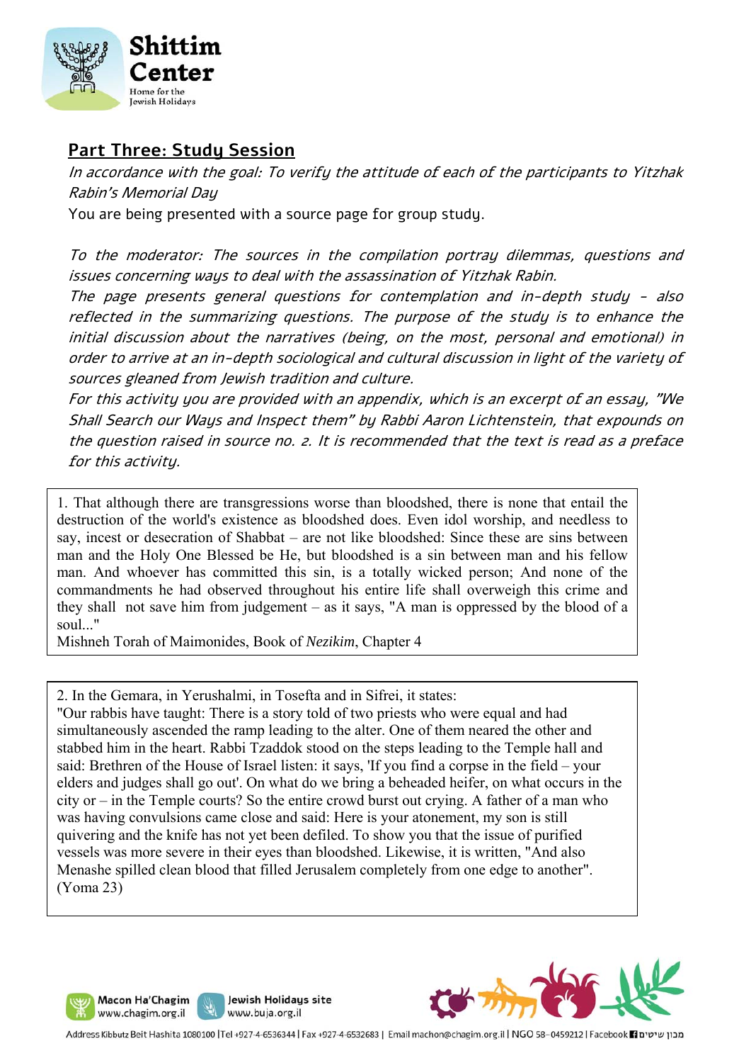## Part Three: Study Session

*In accordance with the goal: To verify the attitude of each of the participants to Yitzhak Rabin's Memorial Day*

You are being presented with a source page for group study.

*To the moderator: The sources in the compilation portray dilemmas, questions and issues concerning ways to deal with the assassination of Yitzhak Rabin.*

*The page presents general questions for contemplation and in-depth study - also reflected in the summarizing questions. The purpose of the study is to enhance the initial discussion about the narratives (being, on the most, personal and emotional) in order to arrive at an in-depth sociological and cultural discussion in light of the variety of sources gleaned from Jewish tradition and culture.*

*For this activity you are provided with an appendix, which is an excerpt of an essay, "We Shall Search our Ways and Inspect them" by Rabbi Aaron Lichtenstein, that expounds on the question raised in source no. 2. It is recommended that the text is read as a preface for this activity.*

1. That although there are transgressions worse than bloodshed, there is none that entail the destruction of the world's existence as bloodshed does. Even idol worship, and needless to say, incest or desecration of Shabbat – are not like bloodshed: Since these are sins between man and the Holy One Blessed be He, but bloodshed is a sin between man and his fellow man. And whoever has committed this sin, is a totally wicked person; And none of the commandments he had observed throughout his entire life shall overweigh this crime and they shall not save him from judgement – as it says, "A man is oppressed by the blood of a soul..."

Mishneh Torah of Maimonides, Book of *Nezikim*, Chapter 4

2. In the Gemara, in Yerushalmi, in Tosefta and in Sifrei, it states:

"Our rabbis have taught: There is a story told of two priests who were equal and had simultaneously ascended the ramp leading to the alter. One of them neared the other and stabbed him in the heart. Rabbi Tzaddok stood on the steps leading to the Temple hall and said: Brethren of the House of Israel listen: it says, 'If you find a corpse in the field – your elders and judges shall go out'. On what do we bring a beheaded heifer, on what occurs in the city or – in the Temple courts? So the entire crowd burst out crying. A father of a man who was having convulsions came close and said: Here is your atonement, my son is still quivering and the knife has not yet been defiled. To show you that the issue of purified vessels was more severe in their eyes than bloodshed. Likewise, it is written, "And also Menashe spilled clean blood that filled Jerusalem completely from one edge to another". (Yoma 23)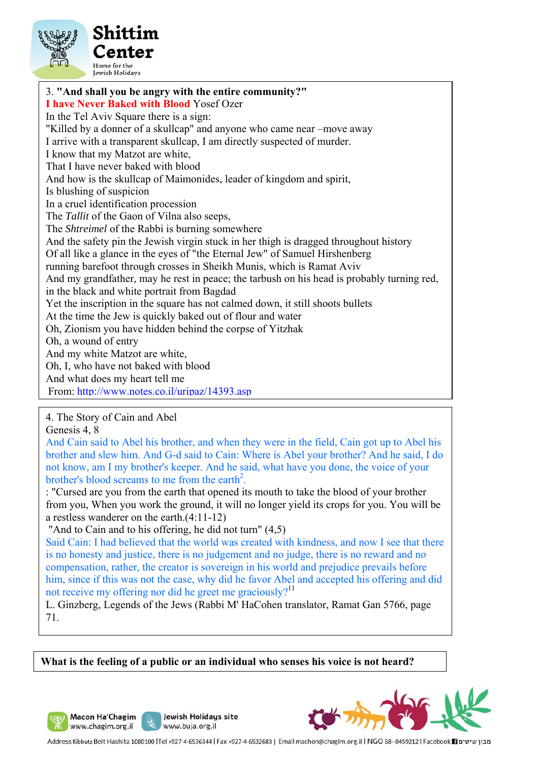3. **"And shall you be angry with the entire community?"**

**I have Never Baked with Blood** Yosef Ozer

In the Tel Aviv Square there is a sign:
"Killed by a donner of a skullcap" and anyone who came near –move away
I arrive with a transparent skullcap, I am directly suspected of murder.
I know that my Matzot are white,
That I have never baked with blood
And how is the skullcap of Maimonides, leader of kingdom and spirit,
Is blushing of suspicion
In a cruel identification procession
The *Tallit* of the Gaon of Vilna also seeps,
The *Shtreimel* of the Rabbi is burning somewhere
And the safety pin the Jewish virgin stuck in her thigh is dragged throughout history
Of all like a glance in the eyes of "the Eternal Jew" of Samuel Hirshenberg
running barefoot through crosses in Sheikh Munis, which is Ramat Aviv
And my grandfather, may he rest in peace; the tarbush on his head is probably turning red,
in the black and white portrait from Bagdad
Yet the inscription in the square has not calmed down, it still shoots bullets
At the time the Jew is quickly baked out of flour and water
Oh, Zionism you have hidden behind the corpse of Yitzhak
Oh, a wound of entry
And my white Matzot are white,
Oh, I, who have not baked with blood
And what does my heart tell me

From: http://www.notes.co.il/uripaz/14393.asp

4. The Story of Cain and Abel

Genesis 4, 8

And Cain said to Abel his brother, and when they were in the field, Cain got up to Abel his brother and slew him. And G-d said to Cain: Where is Abel your brother? And he said, I do not know, am I my brother's keeper. And he said, what have you done, the voice of your brother's blood screams to me from the earth[2].

: "Cursed are you from the earth that opened its mouth to take the blood of your brother from you, When you work the ground, it will no longer yield its crops for you. You will be a restless wanderer on the earth.(4:11-12)

"And to Cain and to his offering, he did not turn" (4,5)

Said Cain: I had believed that the world was created with kindness, and now I see that there is no honesty and justice, there is no judgement and no judge, there is no reward and no compensation, rather, the creator is sovereign in his world and prejudice prevails before him, since if this was not the case, why did he favor Abel and accepted his offering and did not receive my offering nor did he greet me graciously?[11]

L. Ginzberg, Legends of the Jews (Rabbi M' HaCohen translator, Ramat Gan 5766, page 71.

**What is the feeling of a public or an individual who senses his voice is not heard?**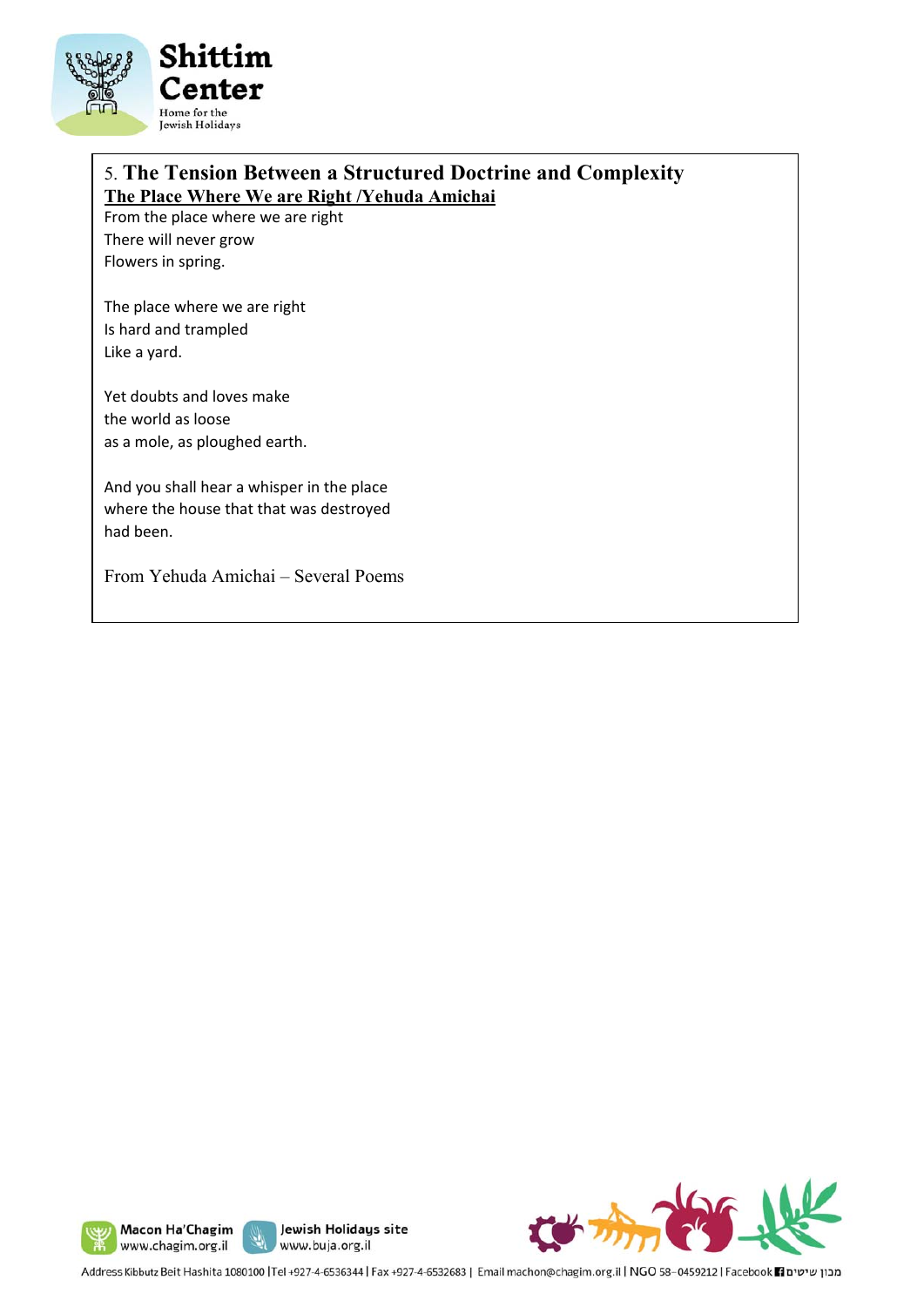## 5. The Tension Between a Structured Doctrine and Complexity

**The Place Where We are Right /Yehuda Amichai**

From the place where we are right  
There will never grow  
Flowers in spring.

The place where we are right  
Is hard and trampled  
Like a yard.

Yet doubts and loves make  
the world as loose  
as a mole, as ploughed earth.

And you shall hear a whisper in the place  
where the house that that was destroyed  
had been.

From Yehuda Amichai – Several Poems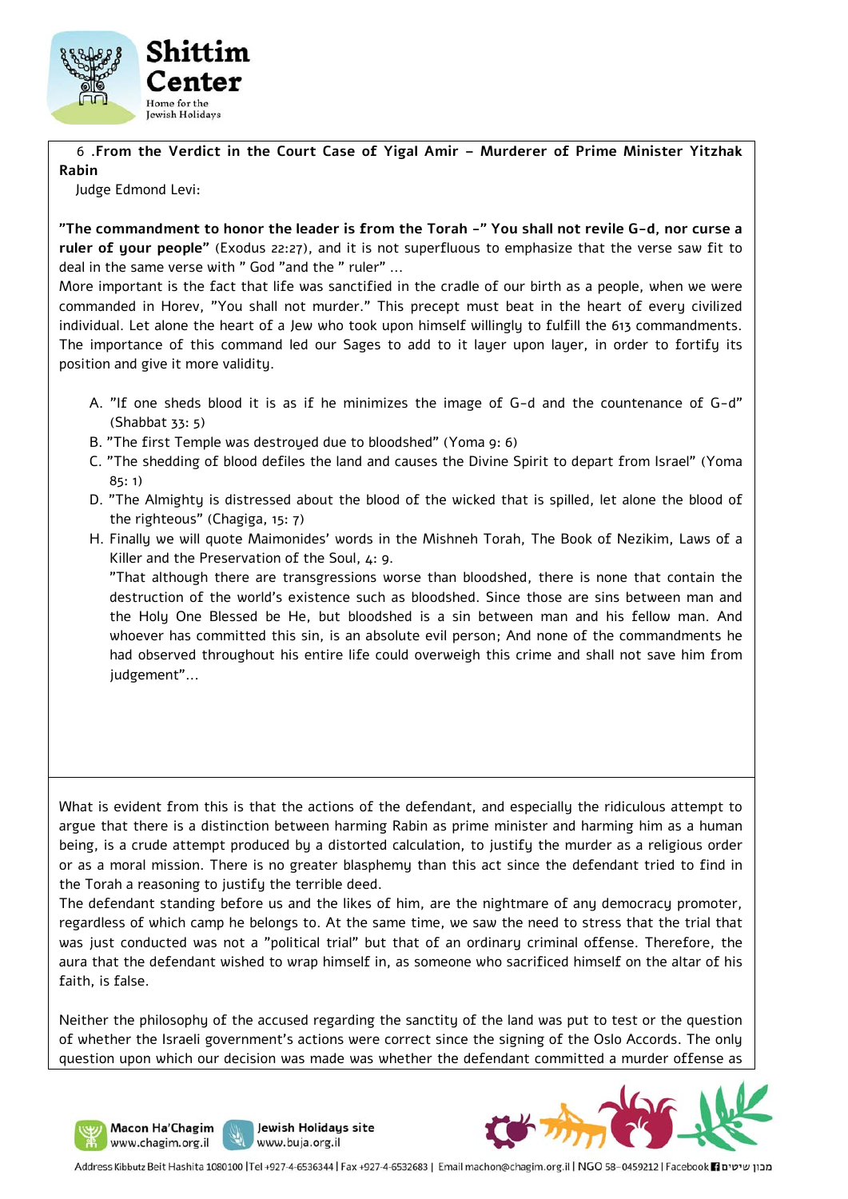6 .**From the Verdict in the Court Case of Yigal Amir – Murderer of Prime Minister Yitzhak Rabin**

Judge Edmond Levi:

**"The commandment to honor the leader is from the Torah -" You shall not revile G-d, nor curse a ruler of your people"** (Exodus 22:27), and it is not superfluous to emphasize that the verse saw fit to deal in the same verse with " God "and the " ruler" …

More important is the fact that life was sanctified in the cradle of our birth as a people, when we were commanded in Horev, "You shall not murder." This precept must beat in the heart of every civilized individual. Let alone the heart of a Jew who took upon himself willingly to fulfill the 613 commandments. The importance of this command led our Sages to add to it layer upon layer, in order to fortify its position and give it more validity.

A. "If one sheds blood it is as if he minimizes the image of G-d and the countenance of G-d" (Shabbat 33: 5)

B. "The first Temple was destroyed due to bloodshed" (Yoma 9: 6)

C. "The shedding of blood defiles the land and causes the Divine Spirit to depart from Israel" (Yoma 85: 1)

D. "The Almighty is distressed about the blood of the wicked that is spilled, let alone the blood of the righteous" (Chagiga, 15: 7)

H. Finally we will quote Maimonides' words in the Mishneh Torah, The Book of Nezikim, Laws of a Killer and the Preservation of the Soul, 4: 9.

"That although there are transgressions worse than bloodshed, there is none that contain the destruction of the world's existence such as bloodshed. Since those are sins between man and the Holy One Blessed be He, but bloodshed is a sin between man and his fellow man. And whoever has committed this sin, is an absolute evil person; And none of the commandments he had observed throughout his entire life could overweigh this crime and shall not save him from judgement"…

What is evident from this is that the actions of the defendant, and especially the ridiculous attempt to argue that there is a distinction between harming Rabin as prime minister and harming him as a human being, is a crude attempt produced by a distorted calculation, to justify the murder as a religious order or as a moral mission. There is no greater blasphemy than this act since the defendant tried to find in the Torah a reasoning to justify the terrible deed.

The defendant standing before us and the likes of him, are the nightmare of any democracy promoter, regardless of which camp he belongs to. At the same time, we saw the need to stress that the trial that was just conducted was not a "political trial" but that of an ordinary criminal offense. Therefore, the aura that the defendant wished to wrap himself in, as someone who sacrificed himself on the altar of his faith, is false.

Neither the philosophy of the accused regarding the sanctity of the land was put to test or the question of whether the Israeli government's actions were correct since the signing of the Oslo Accords. The only question upon which our decision was made was whether the defendant committed a murder offense as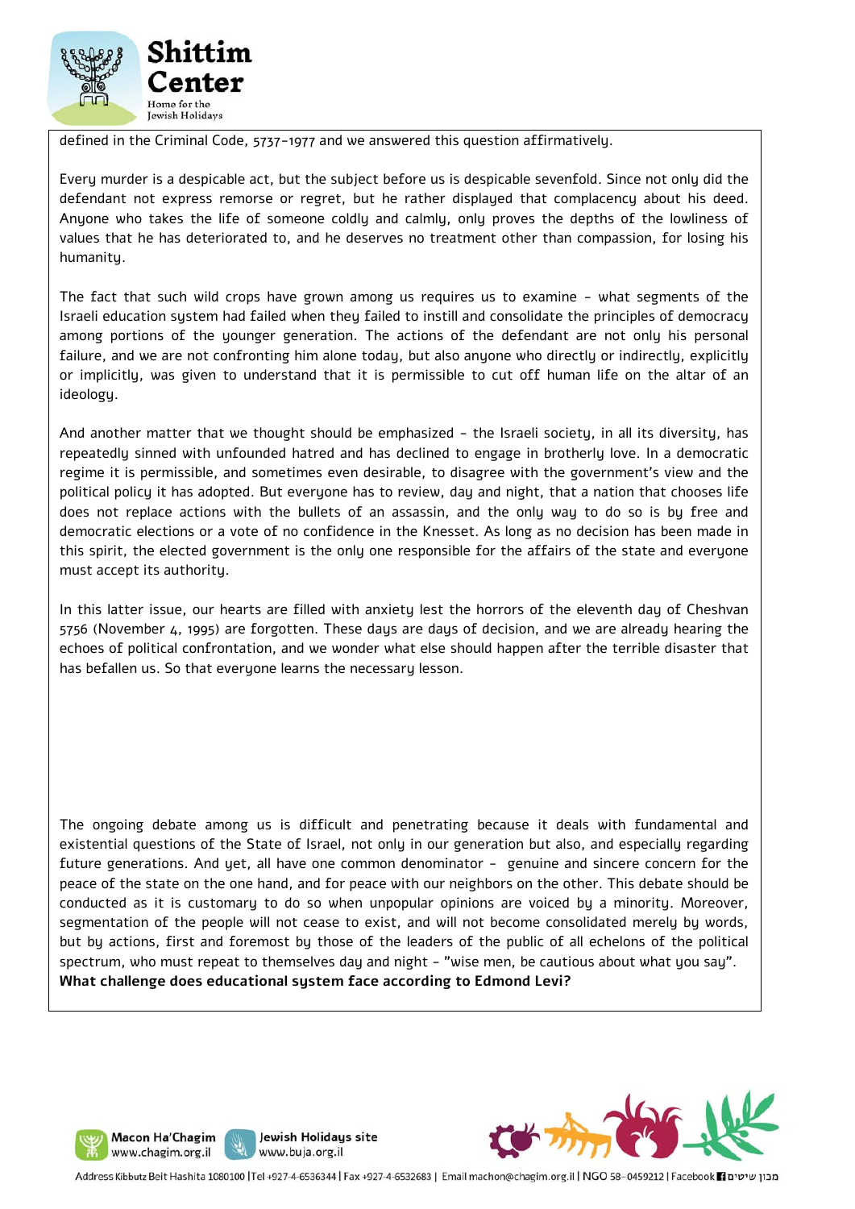defined in the Criminal Code, 5737-1977 and we answered this question affirmatively.

Every murder is a despicable act, but the subject before us is despicable sevenfold. Since not only did the defendant not express remorse or regret, but he rather displayed that complacency about his deed. Anyone who takes the life of someone coldly and calmly, only proves the depths of the lowliness of values that he has deteriorated to, and he deserves no treatment other than compassion, for losing his humanity.

The fact that such wild crops have grown among us requires us to examine - what segments of the Israeli education system had failed when they failed to instill and consolidate the principles of democracy among portions of the younger generation. The actions of the defendant are not only his personal failure, and we are not confronting him alone today, but also anyone who directly or indirectly, explicitly or implicitly, was given to understand that it is permissible to cut off human life on the altar of an ideology.

And another matter that we thought should be emphasized - the Israeli society, in all its diversity, has repeatedly sinned with unfounded hatred and has declined to engage in brotherly love. In a democratic regime it is permissible, and sometimes even desirable, to disagree with the government's view and the political policy it has adopted. But everyone has to review, day and night, that a nation that chooses life does not replace actions with the bullets of an assassin, and the only way to do so is by free and democratic elections or a vote of no confidence in the Knesset. As long as no decision has been made in this spirit, the elected government is the only one responsible for the affairs of the state and everyone must accept its authority.

In this latter issue, our hearts are filled with anxiety lest the horrors of the eleventh day of Cheshvan 5756 (November 4, 1995) are forgotten. These days are days of decision, and we are already hearing the echoes of political confrontation, and we wonder what else should happen after the terrible disaster that has befallen us. So that everyone learns the necessary lesson.

The ongoing debate among us is difficult and penetrating because it deals with fundamental and existential questions of the State of Israel, not only in our generation but also, and especially regarding future generations. And yet, all have one common denominator - genuine and sincere concern for the peace of the state on the one hand, and for peace with our neighbors on the other. This debate should be conducted as it is customary to do so when unpopular opinions are voiced by a minority. Moreover, segmentation of the people will not cease to exist, and will not become consolidated merely by words, but by actions, first and foremost by those of the leaders of the public of all echelons of the political spectrum, who must repeat to themselves day and night - "wise men, be cautious about what you say".

**What challenge does educational system face according to Edmond Levi?**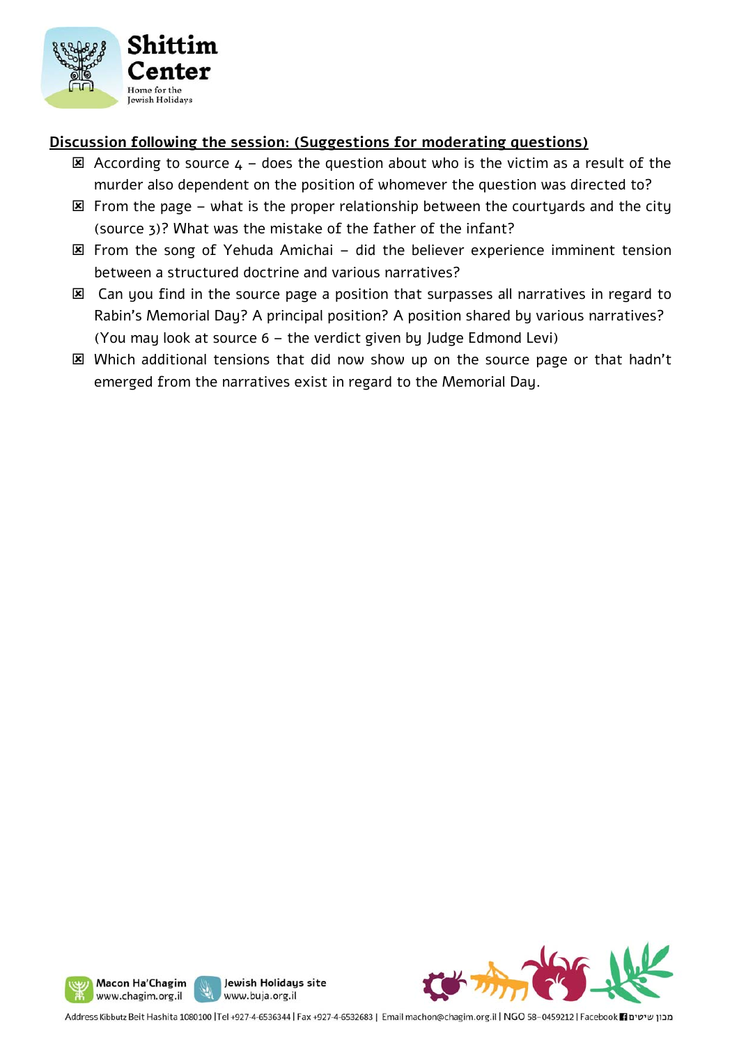**Discussion following the session: (Suggestions for moderating questions)**

- According to source 4 – does the question about who is the victim as a result of the murder also dependent on the position of whomever the question was directed to?
- From the page – what is the proper relationship between the courtyards and the city (source 3)? What was the mistake of the father of the infant?
- From the song of Yehuda Amichai – did the believer experience imminent tension between a structured doctrine and various narratives?
- Can you find in the source page a position that surpasses all narratives in regard to Rabin's Memorial Day? A principal position? A position shared by various narratives? (You may look at source 6 – the verdict given by Judge Edmond Levi)
- Which additional tensions that did now show up on the source page or that hadn't emerged from the narratives exist in regard to the Memorial Day.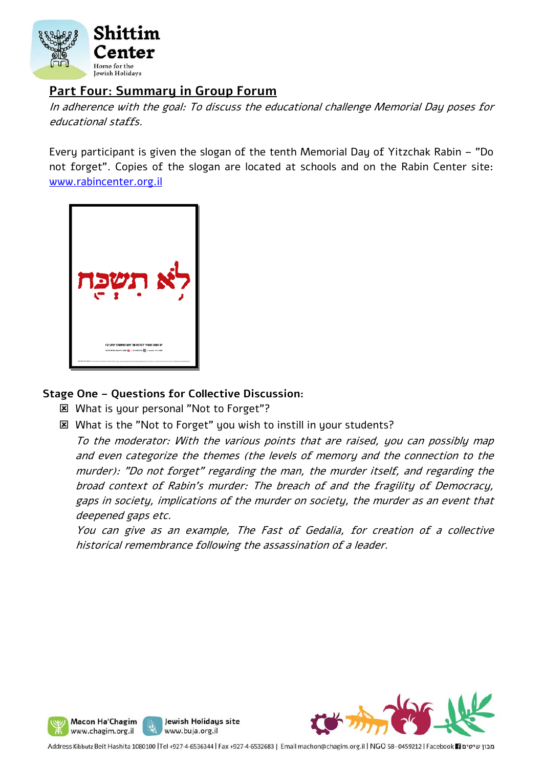## Part Four: Summary in Group Forum

*In adherence with the goal: To discuss the educational challenge Memorial Day poses for educational staffs.*

Every participant is given the slogan of the tenth Memorial Day of Yitzchak Rabin – "Do not forget". Copies of the slogan are located at schools and on the Rabin Center site: www.rabincenter.org.il

לֹא תִשְׁכַּח

### Stage One – Questions for Collective Discussion:

- ☒ What is your personal "Not to Forget"?
- ☒ What is the "Not to Forget" you wish to instill in your students?

  *To the moderator: With the various points that are raised, you can possibly map and even categorize the themes (the levels of memory and the connection to the murder): "Do not forget" regarding the man, the murder itself, and regarding the broad context of Rabin's murder: The breach of and the fragility of Democracy, gaps in society, implications of the murder on society, the murder as an event that deepened gaps etc.*

  *You can give as an example, The Fast of Gedalia, for creation of a collective historical remembrance following the assassination of a leader.*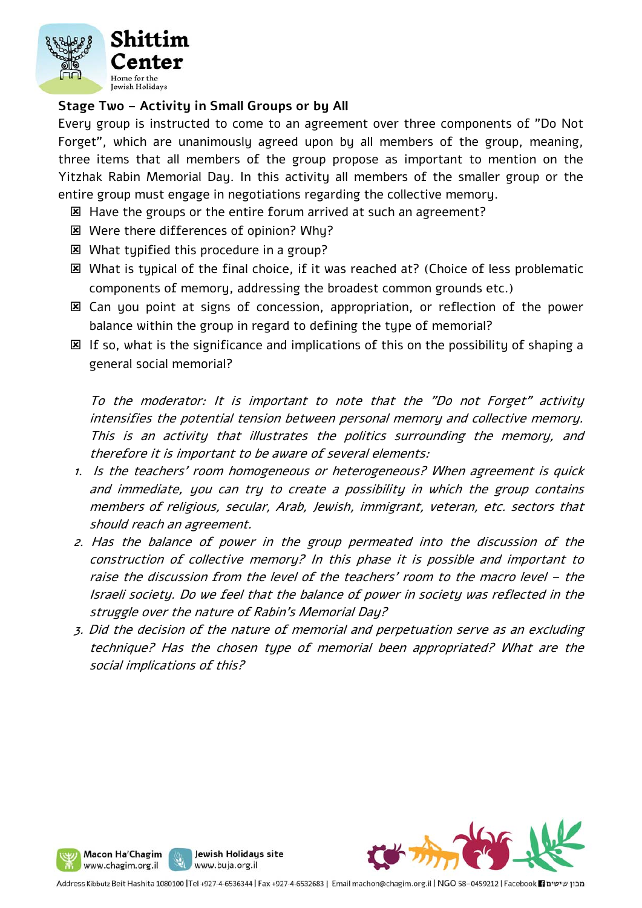## Stage Two – Activity in Small Groups or by All

Every group is instructed to come to an agreement over three components of "Do Not Forget", which are unanimously agreed upon by all members of the group, meaning, three items that all members of the group propose as important to mention on the Yitzhak Rabin Memorial Day. In this activity all members of the smaller group or the entire group must engage in negotiations regarding the collective memory.

- Have the groups or the entire forum arrived at such an agreement?
- Were there differences of opinion? Why?
- What typified this procedure in a group?
- What is typical of the final choice, if it was reached at? (Choice of less problematic components of memory, addressing the broadest common grounds etc.)
- Can you point at signs of concession, appropriation, or reflection of the power balance within the group in regard to defining the type of memorial?
- If so, what is the significance and implications of this on the possibility of shaping a general social memorial?

*To the moderator: It is important to note that the "Do not Forget" activity intensifies the potential tension between personal memory and collective memory. This is an activity that illustrates the politics surrounding the memory, and therefore it is important to be aware of several elements:*

1. *Is the teachers' room homogeneous or heterogeneous? When agreement is quick and immediate, you can try to create a possibility in which the group contains members of religious, secular, Arab, Jewish, immigrant, veteran, etc. sectors that should reach an agreement.*
2. *Has the balance of power in the group permeated into the discussion of the construction of collective memory? In this phase it is possible and important to raise the discussion from the level of the teachers' room to the macro level – the Israeli society. Do we feel that the balance of power in society was reflected in the struggle over the nature of Rabin's Memorial Day?*
3. *Did the decision of the nature of memorial and perpetuation serve as an excluding technique? Has the chosen type of memorial been appropriated? What are the social implications of this?*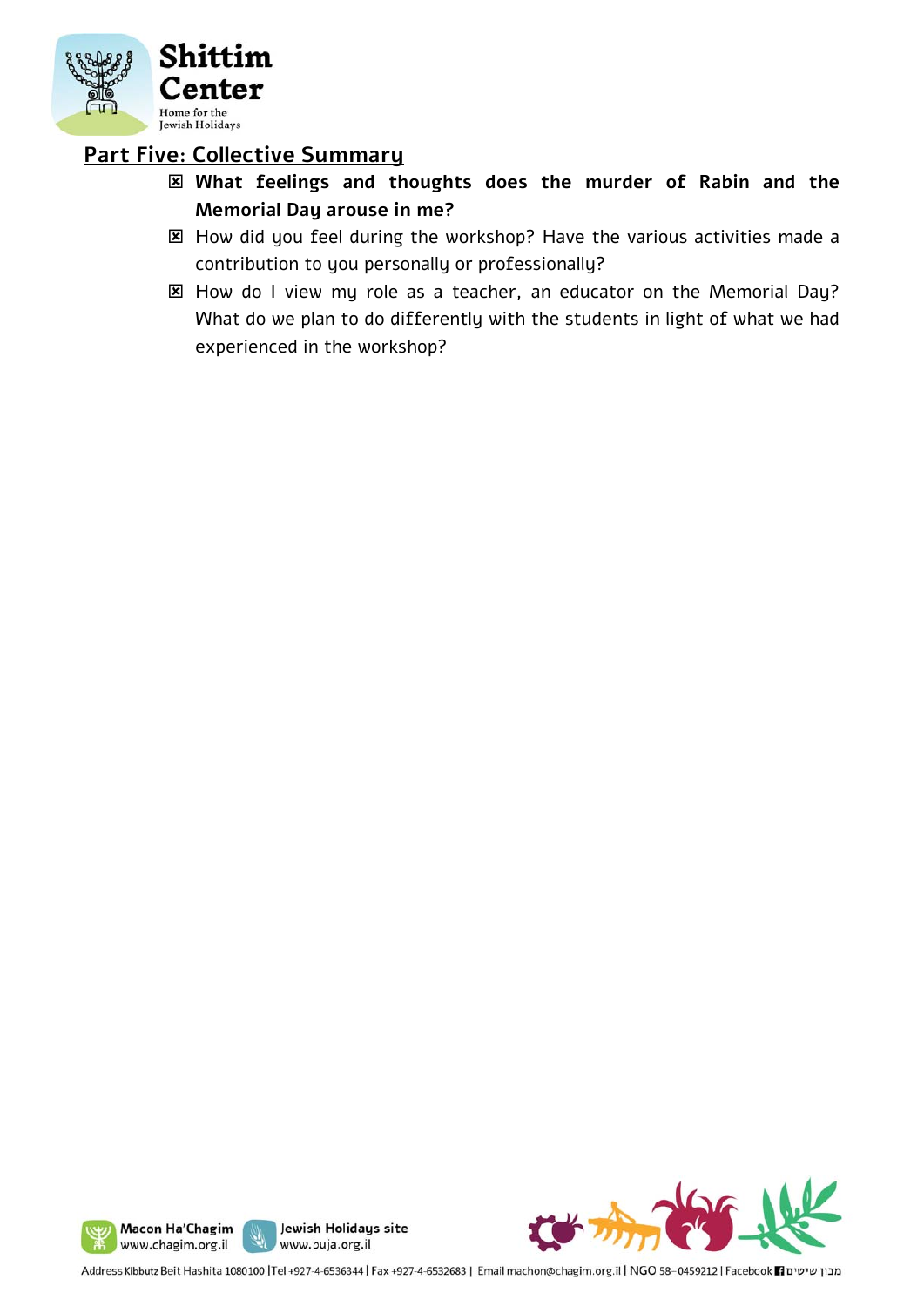## Part Five: Collective Summary

- ☒ **What feelings and thoughts does the murder of Rabin and the Memorial Day arouse in me?**
- ☒ How did you feel during the workshop? Have the various activities made a contribution to you personally or professionally?
- ☒ How do I view my role as a teacher, an educator on the Memorial Day? What do we plan to do differently with the students in light of what we had experienced in the workshop?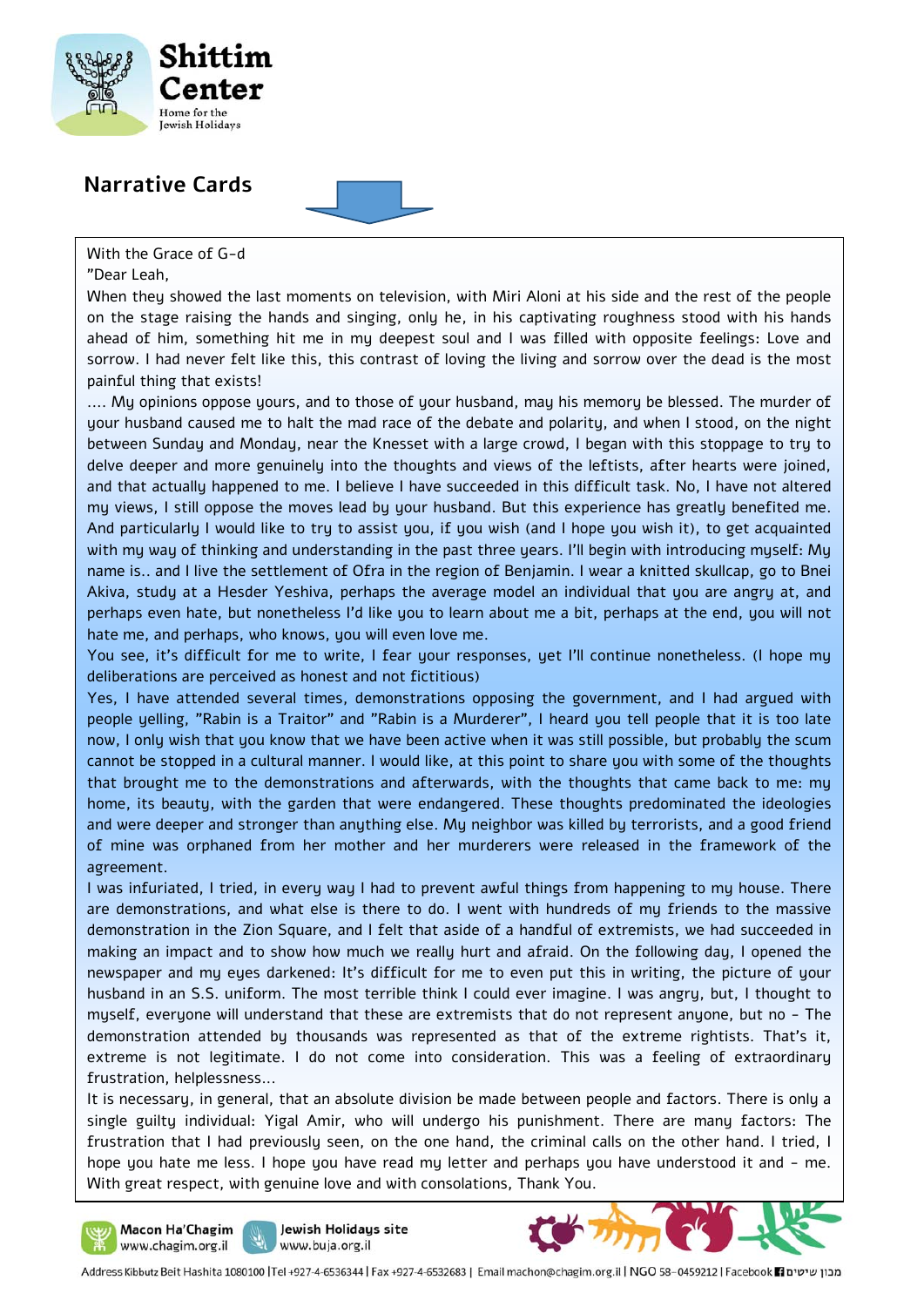## Narrative Cards

With the Grace of G-d

"Dear Leah,

When they showed the last moments on television, with Miri Aloni at his side and the rest of the people on the stage raising the hands and singing, only he, in his captivating roughness stood with his hands ahead of him, something hit me in my deepest soul and I was filled with opposite feelings: Love and sorrow. I had never felt like this, this contrast of loving the living and sorrow over the dead is the most painful thing that exists!

.... My opinions oppose yours, and to those of your husband, may his memory be blessed. The murder of your husband caused me to halt the mad race of the debate and polarity, and when I stood, on the night between Sunday and Monday, near the Knesset with a large crowd, I began with this stoppage to try to delve deeper and more genuinely into the thoughts and views of the leftists, after hearts were joined, and that actually happened to me. I believe I have succeeded in this difficult task. No, I have not altered my views, I still oppose the moves lead by your husband. But this experience has greatly benefited me. And particularly I would like to try to assist you, if you wish (and I hope you wish it), to get acquainted with my way of thinking and understanding in the past three years. I'll begin with introducing myself: My name is.. and I live the settlement of Ofra in the region of Benjamin. I wear a knitted skullcap, go to Bnei Akiva, study at a Hesder Yeshiva, perhaps the average model an individual that you are angry at, and perhaps even hate, but nonetheless I'd like you to learn about me a bit, perhaps at the end, you will not hate me, and perhaps, who knows, you will even love me.

You see, it's difficult for me to write, I fear your responses, yet I'll continue nonetheless. (I hope my deliberations are perceived as honest and not fictitious)

Yes, I have attended several times, demonstrations opposing the government, and I had argued with people yelling, "Rabin is a Traitor" and "Rabin is a Murderer", I heard you tell people that it is too late now, I only wish that you know that we have been active when it was still possible, but probably the scum cannot be stopped in a cultural manner. I would like, at this point to share you with some of the thoughts that brought me to the demonstrations and afterwards, with the thoughts that came back to me: my home, its beauty, with the garden that were endangered. These thoughts predominated the ideologies and were deeper and stronger than anything else. My neighbor was killed by terrorists, and a good friend of mine was orphaned from her mother and her murderers were released in the framework of the agreement.

I was infuriated, I tried, in every way I had to prevent awful things from happening to my house. There are demonstrations, and what else is there to do. I went with hundreds of my friends to the massive demonstration in the Zion Square, and I felt that aside of a handful of extremists, we had succeeded in making an impact and to show how much we really hurt and afraid. On the following day, I opened the newspaper and my eyes darkened: It's difficult for me to even put this in writing, the picture of your husband in an S.S. uniform. The most terrible think I could ever imagine. I was angry, but, I thought to myself, everyone will understand that these are extremists that do not represent anyone, but no - The demonstration attended by thousands was represented as that of the extreme rightists. That's it, extreme is not legitimate. I do not come into consideration. This was a feeling of extraordinary frustration, helplessness...

It is necessary, in general, that an absolute division be made between people and factors. There is only a single guilty individual: Yigal Amir, who will undergo his punishment. There are many factors: The frustration that I had previously seen, on the one hand, the criminal calls on the other hand. I tried, I hope you hate me less. I hope you have read my letter and perhaps you have understood it and - me. With great respect, with genuine love and with consolations, Thank You.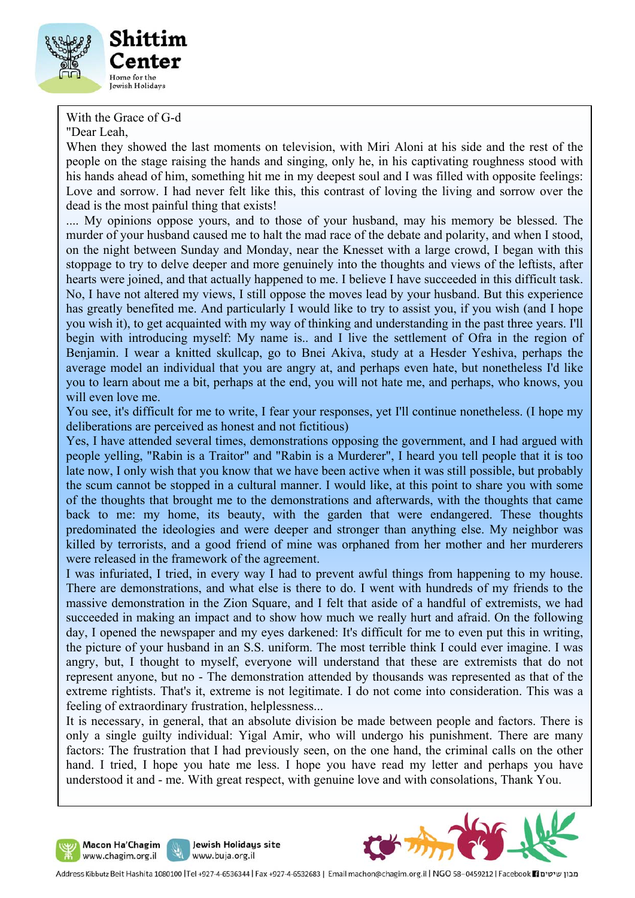With the Grace of G-d

"Dear Leah,

When they showed the last moments on television, with Miri Aloni at his side and the rest of the people on the stage raising the hands and singing, only he, in his captivating roughness stood with his hands ahead of him, something hit me in my deepest soul and I was filled with opposite feelings: Love and sorrow. I had never felt like this, this contrast of loving the living and sorrow over the dead is the most painful thing that exists!

.... My opinions oppose yours, and to those of your husband, may his memory be blessed. The murder of your husband caused me to halt the mad race of the debate and polarity, and when I stood, on the night between Sunday and Monday, near the Knesset with a large crowd, I began with this stoppage to try to delve deeper and more genuinely into the thoughts and views of the leftists, after hearts were joined, and that actually happened to me. I believe I have succeeded in this difficult task. No, I have not altered my views, I still oppose the moves lead by your husband. But this experience has greatly benefited me. And particularly I would like to try to assist you, if you wish (and I hope you wish it), to get acquainted with my way of thinking and understanding in the past three years. I'll begin with introducing myself: My name is.. and I live the settlement of Ofra in the region of Benjamin. I wear a knitted skullcap, go to Bnei Akiva, study at a Hesder Yeshiva, perhaps the average model an individual that you are angry at, and perhaps even hate, but nonetheless I'd like you to learn about me a bit, perhaps at the end, you will not hate me, and perhaps, who knows, you will even love me.

You see, it's difficult for me to write, I fear your responses, yet I'll continue nonetheless. (I hope my deliberations are perceived as honest and not fictitious)

Yes, I have attended several times, demonstrations opposing the government, and I had argued with people yelling, "Rabin is a Traitor" and "Rabin is a Murderer", I heard you tell people that it is too late now, I only wish that you know that we have been active when it was still possible, but probably the scum cannot be stopped in a cultural manner. I would like, at this point to share you with some of the thoughts that brought me to the demonstrations and afterwards, with the thoughts that came back to me: my home, its beauty, with the garden that were endangered. These thoughts predominated the ideologies and were deeper and stronger than anything else. My neighbor was killed by terrorists, and a good friend of mine was orphaned from her mother and her murderers were released in the framework of the agreement.

I was infuriated, I tried, in every way I had to prevent awful things from happening to my house. There are demonstrations, and what else is there to do. I went with hundreds of my friends to the massive demonstration in the Zion Square, and I felt that aside of a handful of extremists, we had succeeded in making an impact and to show how much we really hurt and afraid. On the following day, I opened the newspaper and my eyes darkened: It's difficult for me to even put this in writing, the picture of your husband in an S.S. uniform. The most terrible think I could ever imagine. I was angry, but, I thought to myself, everyone will understand that these are extremists that do not represent anyone, but no - The demonstration attended by thousands was represented as that of the extreme rightists. That's it, extreme is not legitimate. I do not come into consideration. This was a feeling of extraordinary frustration, helplessness...

It is necessary, in general, that an absolute division be made between people and factors. There is only a single guilty individual: Yigal Amir, who will undergo his punishment. There are many factors: The frustration that I had previously seen, on the one hand, the criminal calls on the other hand. I tried, I hope you hate me less. I hope you have read my letter and perhaps you have understood it and - me. With great respect, with genuine love and with consolations, Thank You.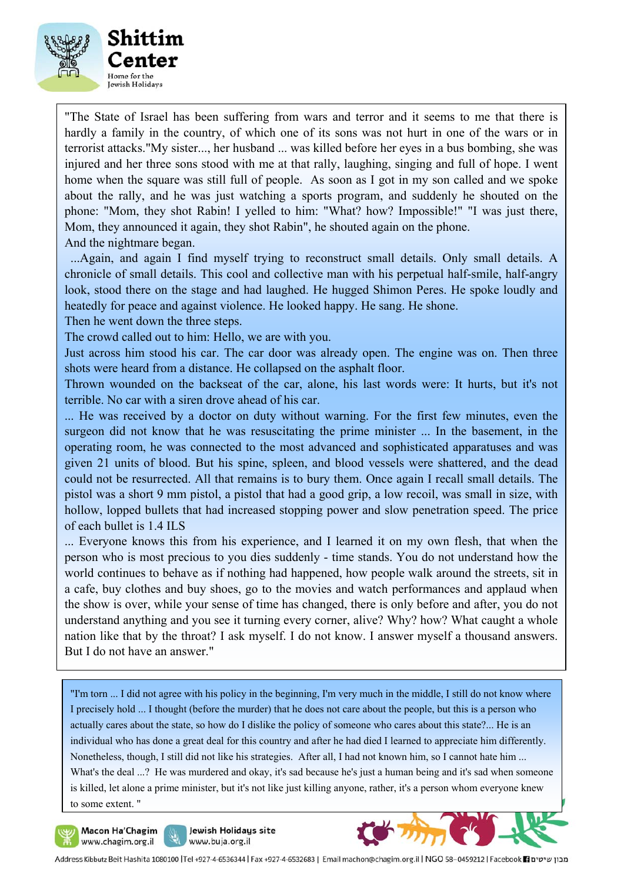"The State of Israel has been suffering from wars and terror and it seems to me that there is hardly a family in the country, of which one of its sons was not hurt in one of the wars or in terrorist attacks."My sister..., her husband ... was killed before her eyes in a bus bombing, she was injured and her three sons stood with me at that rally, laughing, singing and full of hope. I went home when the square was still full of people. As soon as I got in my son called and we spoke about the rally, and he was just watching a sports program, and suddenly he shouted on the phone: "Mom, they shot Rabin! I yelled to him: "What? how? Impossible!" "I was just there, Mom, they announced it again, they shot Rabin", he shouted again on the phone.

And the nightmare began.

...Again, and again I find myself trying to reconstruct small details. Only small details. A chronicle of small details. This cool and collective man with his perpetual half-smile, half-angry look, stood there on the stage and had laughed. He hugged Shimon Peres. He spoke loudly and heatedly for peace and against violence. He looked happy. He sang. He shone.

Then he went down the three steps.

The crowd called out to him: Hello, we are with you.

Just across him stood his car. The car door was already open. The engine was on. Then three shots were heard from a distance. He collapsed on the asphalt floor.

Thrown wounded on the backseat of the car, alone, his last words were: It hurts, but it's not terrible. No car with a siren drove ahead of his car.

... He was received by a doctor on duty without warning. For the first few minutes, even the surgeon did not know that he was resuscitating the prime minister ... In the basement, in the operating room, he was connected to the most advanced and sophisticated apparatuses and was given 21 units of blood. But his spine, spleen, and blood vessels were shattered, and the dead could not be resurrected. All that remains is to bury them. Once again I recall small details. The pistol was a short 9 mm pistol, a pistol that had a good grip, a low recoil, was small in size, with hollow, lopped bullets that had increased stopping power and slow penetration speed. The price of each bullet is 1.4 ILS

... Everyone knows this from his experience, and I learned it on my own flesh, that when the person who is most precious to you dies suddenly - time stands. You do not understand how the world continues to behave as if nothing had happened, how people walk around the streets, sit in a cafe, buy clothes and buy shoes, go to the movies and watch performances and applaud when the show is over, while your sense of time has changed, there is only before and after, you do not understand anything and you see it turning every corner, alive? Why? how? What caught a whole nation like that by the throat? I ask myself. I do not know. I answer myself a thousand answers. But I do not have an answer."

"I'm torn ... I did not agree with his policy in the beginning, I'm very much in the middle, I still do not know where I precisely hold ... I thought (before the murder) that he does not care about the people, but this is a person who actually cares about the state, so how do I dislike the policy of someone who cares about this state?... He is an individual who has done a great deal for this country and after he had died I learned to appreciate him differently. Nonetheless, though, I still did not like his strategies. After all, I had not known him, so I cannot hate him ... What's the deal ...? He was murdered and okay, it's sad because he's just a human being and it's sad when someone is killed, let alone a prime minister, but it's not like just killing anyone, rather, it's a person whom everyone knew to some extent. "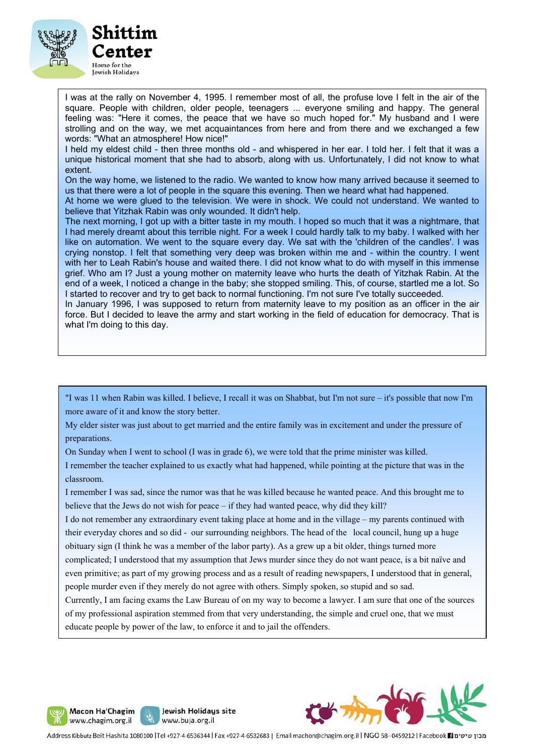I was at the rally on November 4, 1995. I remember most of all, the profuse love I felt in the air of the square. People with children, older people, teenagers ... everyone smiling and happy. The general feeling was: "Here it comes, the peace that we have so much hoped for." My husband and I were strolling and on the way, we met acquaintances from here and from there and we exchanged a few words: "What an atmosphere! How nice!"

I held my eldest child - then three months old - and whispered in her ear. I told her. I felt that it was a unique historical moment that she had to absorb, along with us. Unfortunately, I did not know to what extent.

On the way home, we listened to the radio. We wanted to know how many arrived because it seemed to us that there were a lot of people in the square this evening. Then we heard what had happened.

At home we were glued to the television. We were in shock. We could not understand. We wanted to believe that Yitzhak Rabin was only wounded. It didn't help.

The next morning, I got up with a bitter taste in my mouth. I hoped so much that it was a nightmare, that I had merely dreamt about this terrible night. For a week I could hardly talk to my baby. I walked with her like on automation. We went to the square every day. We sat with the 'children of the candles'. I was crying nonstop. I felt that something very deep was broken within me and - within the country. I went with her to Leah Rabin's house and waited there. I did not know what to do with myself in this immense grief. Who am I? Just a young mother on maternity leave who hurts the death of Yitzhak Rabin. At the end of a week, I noticed a change in the baby; she stopped smiling. This, of course, startled me a lot. So I started to recover and try to get back to normal functioning. I'm not sure I've totally succeeded.

In January 1996, I was supposed to return from maternity leave to my position as an officer in the air force. But I decided to leave the army and start working in the field of education for democracy. That is what I'm doing to this day.

---

"I was 11 when Rabin was killed. I believe, I recall it was on Shabbat, but I'm not sure – it's possible that now I'm more aware of it and know the story better.

My elder sister was just about to get married and the entire family was in excitement and under the pressure of preparations.

On Sunday when I went to school (I was in grade 6), we were told that the prime minister was killed.

I remember the teacher explained to us exactly what had happened, while pointing at the picture that was in the classroom.

I remember I was sad, since the rumor was that he was killed because he wanted peace. And this brought me to believe that the Jews do not wish for peace – if they had wanted peace, why did they kill?

I do not remember any extraordinary event taking place at home and in the village – my parents continued with their everyday chores and so did - our surrounding neighbors. The head of the local council, hung up a huge obituary sign (I think he was a member of the labor party). As a grew up a bit older, things turned more complicated; I understood that my assumption that Jews murder since they do not want peace, is a bit naïve and even primitive; as part of my growing process and as a result of reading newspapers, I understood that in general, people murder even if they merely do not agree with others. Simply spoken, so stupid and so sad.

Currently, I am facing exams the Law Bureau of on my way to become a lawyer. I am sure that one of the sources of my professional aspiration stemmed from that very understanding, the simple and cruel one, that we must educate people by power of the law, to enforce it and to jail the offenders.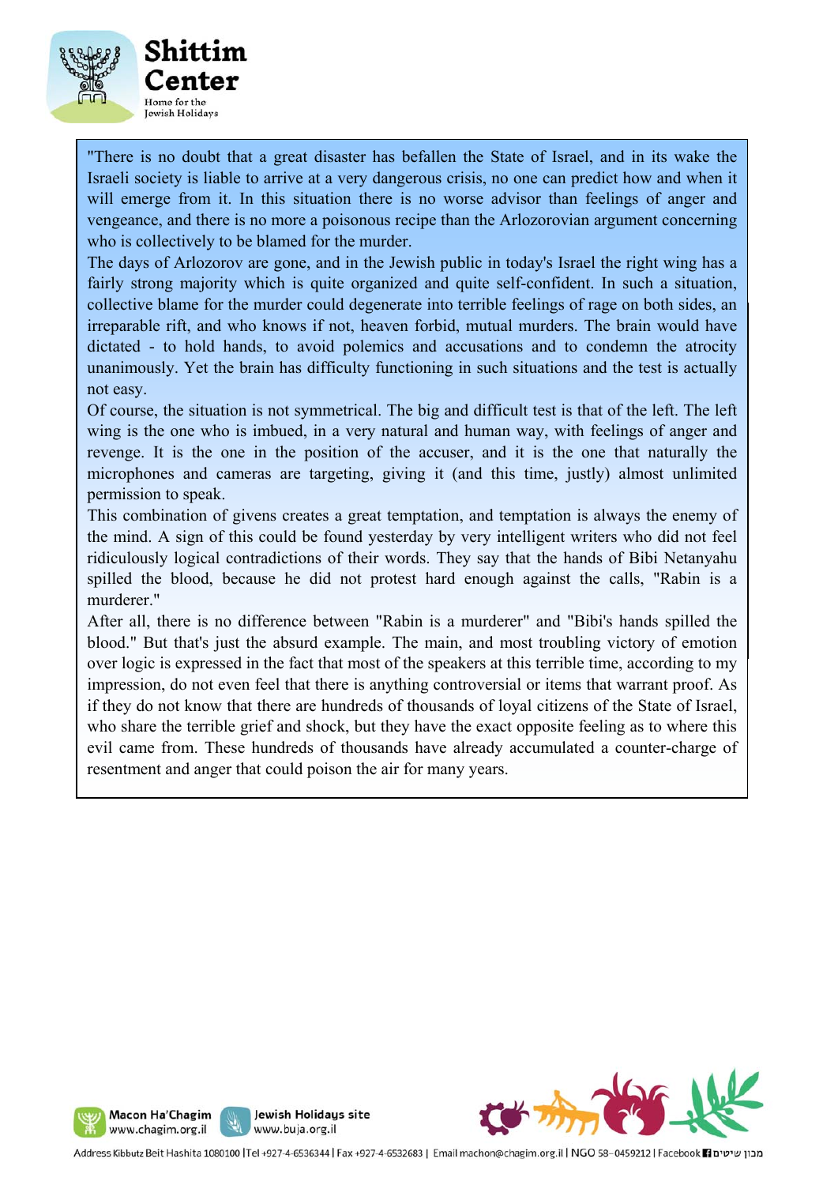"There is no doubt that a great disaster has befallen the State of Israel, and in its wake the Israeli society is liable to arrive at a very dangerous crisis, no one can predict how and when it will emerge from it. In this situation there is no worse advisor than feelings of anger and vengeance, and there is no more a poisonous recipe than the Arlozorovian argument concerning who is collectively to be blamed for the murder.

The days of Arlozorov are gone, and in the Jewish public in today's Israel the right wing has a fairly strong majority which is quite organized and quite self-confident. In such a situation, collective blame for the murder could degenerate into terrible feelings of rage on both sides, an irreparable rift, and who knows if not, heaven forbid, mutual murders. The brain would have dictated - to hold hands, to avoid polemics and accusations and to condemn the atrocity unanimously. Yet the brain has difficulty functioning in such situations and the test is actually not easy.

Of course, the situation is not symmetrical. The big and difficult test is that of the left. The left wing is the one who is imbued, in a very natural and human way, with feelings of anger and revenge. It is the one in the position of the accuser, and it is the one that naturally the microphones and cameras are targeting, giving it (and this time, justly) almost unlimited permission to speak.

This combination of givens creates a great temptation, and temptation is always the enemy of the mind. A sign of this could be found yesterday by very intelligent writers who did not feel ridiculously logical contradictions of their words. They say that the hands of Bibi Netanyahu spilled the blood, because he did not protest hard enough against the calls, "Rabin is a murderer."

After all, there is no difference between "Rabin is a murderer" and "Bibi's hands spilled the blood." But that's just the absurd example. The main, and most troubling victory of emotion over logic is expressed in the fact that most of the speakers at this terrible time, according to my impression, do not even feel that there is anything controversial or items that warrant proof. As if they do not know that there are hundreds of thousands of loyal citizens of the State of Israel, who share the terrible grief and shock, but they have the exact opposite feeling as to where this evil came from. These hundreds of thousands have already accumulated a counter-charge of resentment and anger that could poison the air for many years.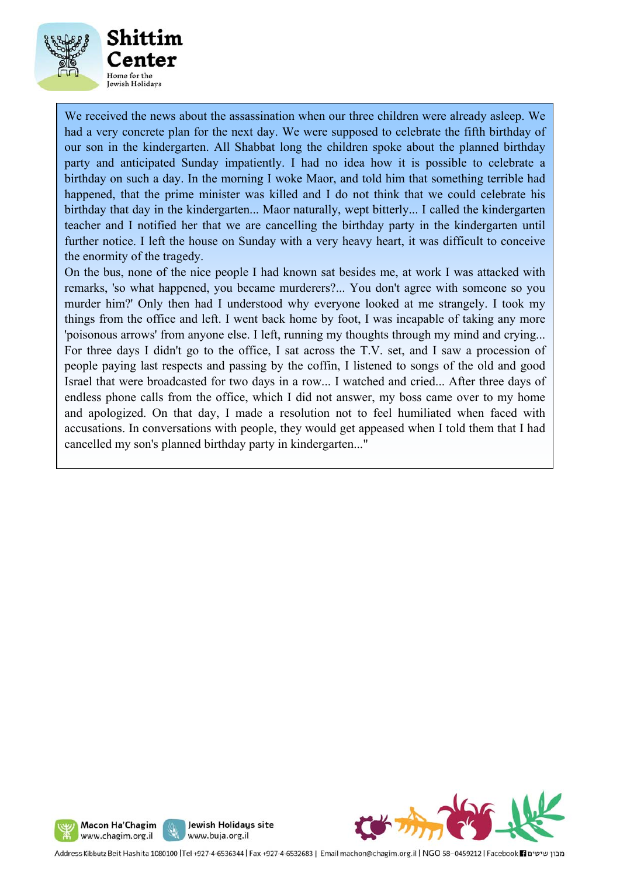We received the news about the assassination when our three children were already asleep. We had a very concrete plan for the next day. We were supposed to celebrate the fifth birthday of our son in the kindergarten. All Shabbat long the children spoke about the planned birthday party and anticipated Sunday impatiently. I had no idea how it is possible to celebrate a birthday on such a day. In the morning I woke Maor, and told him that something terrible had happened, that the prime minister was killed and I do not think that we could celebrate his birthday that day in the kindergarten... Maor naturally, wept bitterly... I called the kindergarten teacher and I notified her that we are cancelling the birthday party in the kindergarten until further notice. I left the house on Sunday with a very heavy heart, it was difficult to conceive the enormity of the tragedy.

On the bus, none of the nice people I had known sat besides me, at work I was attacked with remarks, 'so what happened, you became murderers?... You don't agree with someone so you murder him?' Only then had I understood why everyone looked at me strangely. I took my things from the office and left. I went back home by foot, I was incapable of taking any more 'poisonous arrows' from anyone else. I left, running my thoughts through my mind and crying... For three days I didn't go to the office, I sat across the T.V. set, and I saw a procession of people paying last respects and passing by the coffin, I listened to songs of the old and good Israel that were broadcasted for two days in a row... I watched and cried... After three days of endless phone calls from the office, which I did not answer, my boss came over to my home and apologized. On that day, I made a resolution not to feel humiliated when faced with accusations. In conversations with people, they would get appeased when I told them that I had cancelled my son's planned birthday party in kindergarten..."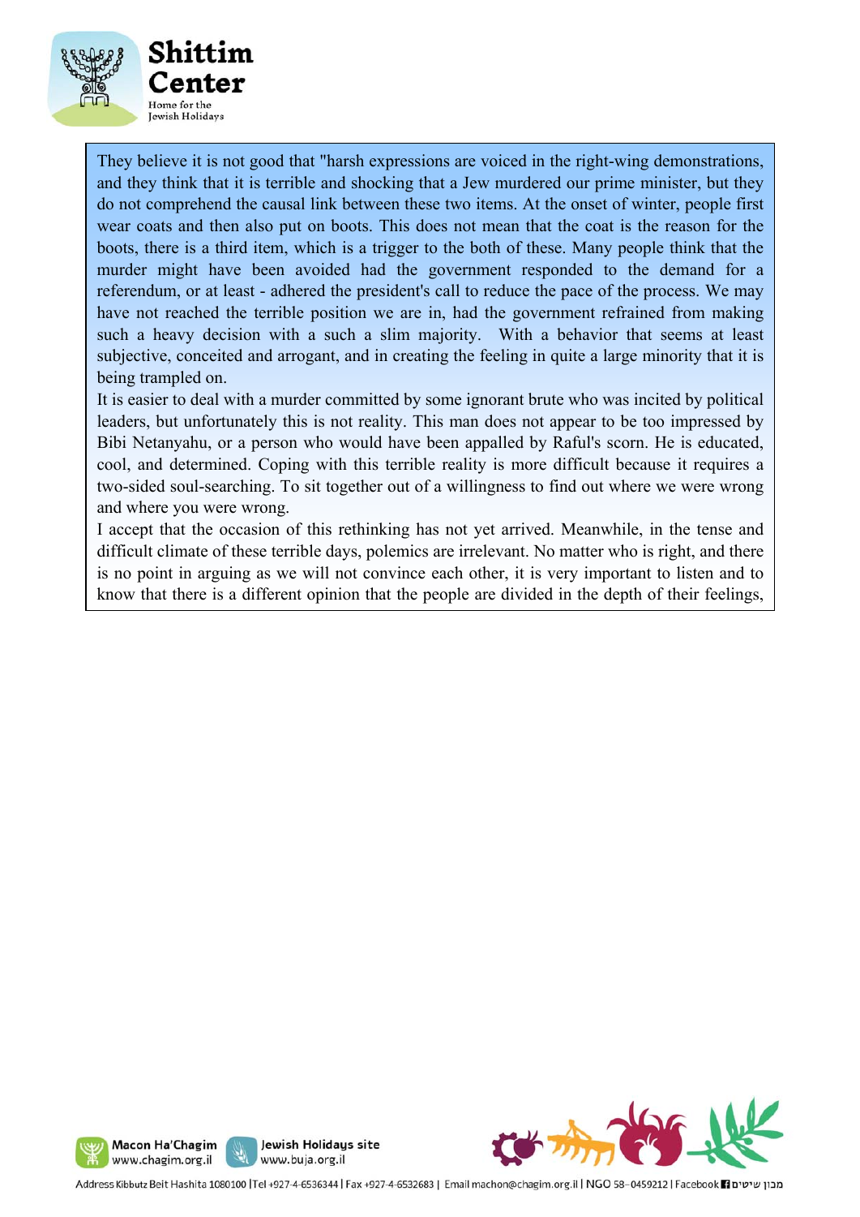They believe it is not good that "harsh expressions are voiced in the right-wing demonstrations, and they think that it is terrible and shocking that a Jew murdered our prime minister, but they do not comprehend the causal link between these two items. At the onset of winter, people first wear coats and then also put on boots. This does not mean that the coat is the reason for the boots, there is a third item, which is a trigger to the both of these. Many people think that the murder might have been avoided had the government responded to the demand for a referendum, or at least - adhered the president's call to reduce the pace of the process. We may have not reached the terrible position we are in, had the government refrained from making such a heavy decision with a such a slim majority. With a behavior that seems at least subjective, conceited and arrogant, and in creating the feeling in quite a large minority that it is being trampled on.

It is easier to deal with a murder committed by some ignorant brute who was incited by political leaders, but unfortunately this is not reality. This man does not appear to be too impressed by Bibi Netanyahu, or a person who would have been appalled by Raful's scorn. He is educated, cool, and determined. Coping with this terrible reality is more difficult because it requires a two-sided soul-searching. To sit together out of a willingness to find out where we were wrong and where you were wrong.

I accept that the occasion of this rethinking has not yet arrived. Meanwhile, in the tense and difficult climate of these terrible days, polemics are irrelevant. No matter who is right, and there is no point in arguing as we will not convince each other, it is very important to listen and to know that there is a different opinion that the people are divided in the depth of their feelings,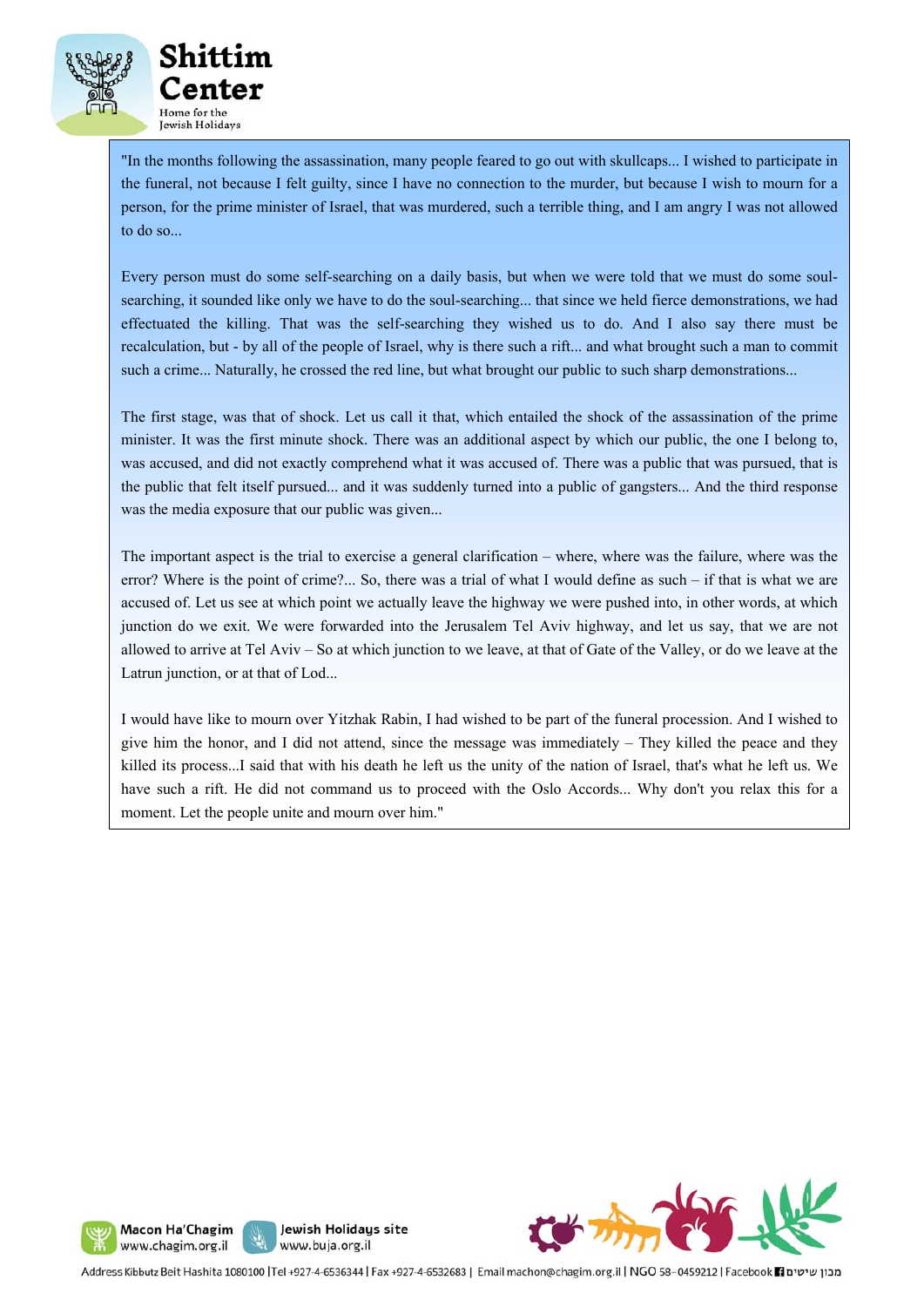"In the months following the assassination, many people feared to go out with skullcaps... I wished to participate in the funeral, not because I felt guilty, since I have no connection to the murder, but because I wish to mourn for a person, for the prime minister of Israel, that was murdered, such a terrible thing, and I am angry I was not allowed to do so...

Every person must do some self-searching on a daily basis, but when we were told that we must do some soul-searching, it sounded like only we have to do the soul-searching... that since we held fierce demonstrations, we had effectuated the killing. That was the self-searching they wished us to do. And I also say there must be recalculation, but - by all of the people of Israel, why is there such a rift... and what brought such a man to commit such a crime... Naturally, he crossed the red line, but what brought our public to such sharp demonstrations...

The first stage, was that of shock. Let us call it that, which entailed the shock of the assassination of the prime minister. It was the first minute shock. There was an additional aspect by which our public, the one I belong to, was accused, and did not exactly comprehend what it was accused of. There was a public that was pursued, that is the public that felt itself pursued... and it was suddenly turned into a public of gangsters... And the third response was the media exposure that our public was given...

The important aspect is the trial to exercise a general clarification – where, where was the failure, where was the error? Where is the point of crime?... So, there was a trial of what I would define as such – if that is what we are accused of. Let us see at which point we actually leave the highway we were pushed into, in other words, at which junction do we exit. We were forwarded into the Jerusalem Tel Aviv highway, and let us say, that we are not allowed to arrive at Tel Aviv – So at which junction to we leave, at that of Gate of the Valley, or do we leave at the Latrun junction, or at that of Lod...

I would have like to mourn over Yitzhak Rabin, I had wished to be part of the funeral procession. And I wished to give him the honor, and I did not attend, since the message was immediately – They killed the peace and they killed its process...I said that with his death he left us the unity of the nation of Israel, that's what he left us. We have such a rift. He did not command us to proceed with the Oslo Accords... Why don't you relax this for a moment. Let the people unite and mourn over him."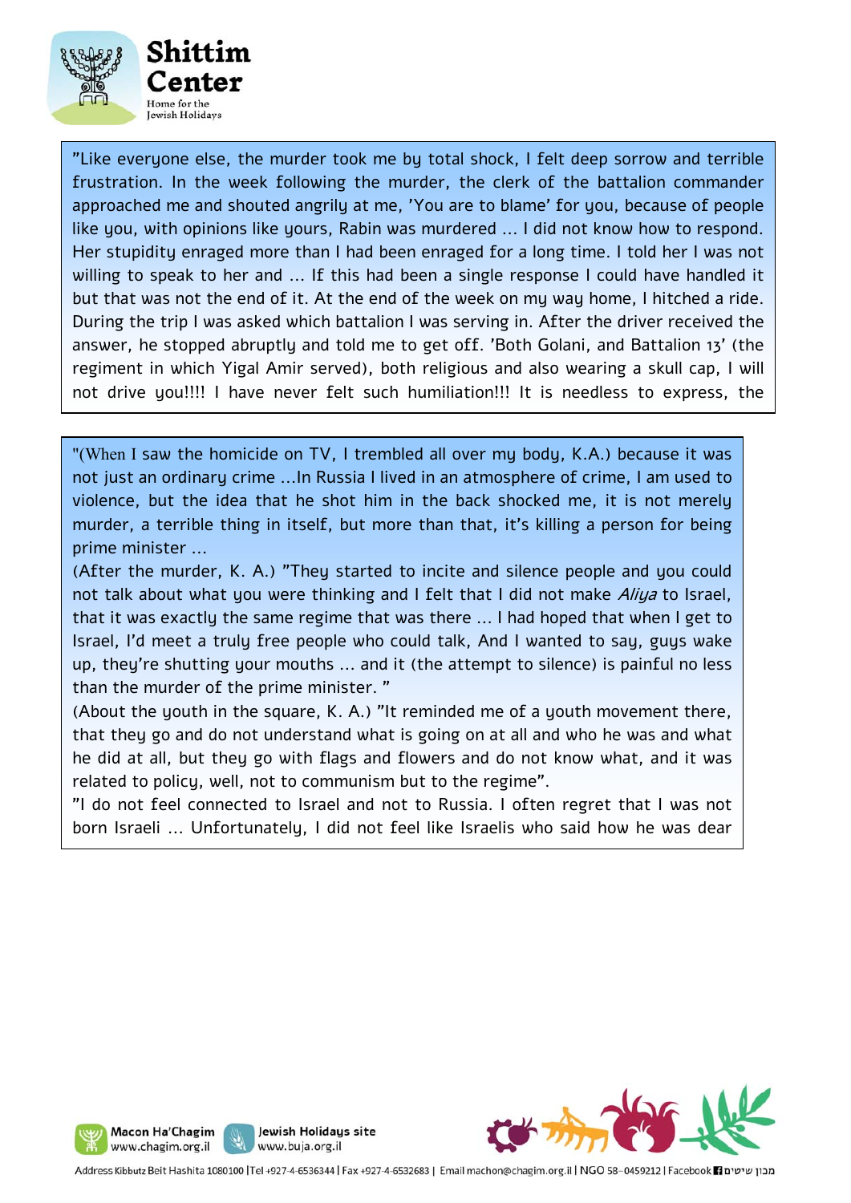"Like everyone else, the murder took me by total shock, I felt deep sorrow and terrible frustration. In the week following the murder, the clerk of the battalion commander approached me and shouted angrily at me, 'You are to blame' for you, because of people like you, with opinions like yours, Rabin was murdered ... I did not know how to respond. Her stupidity enraged more than I had been enraged for a long time. I told her I was not willing to speak to her and ... If this had been a single response I could have handled it but that was not the end of it. At the end of the week on my way home, I hitched a ride. During the trip I was asked which battalion I was serving in. After the driver received the answer, he stopped abruptly and told me to get off. 'Both Golani, and Battalion 13' (the regiment in which Yigal Amir served), both religious and also wearing a skull cap, I will not drive you!!!! I have never felt such humiliation!!! It is needless to express, the

"(When I saw the homicide on TV, I trembled all over my body, K.A.) because it was not just an ordinary crime ...In Russia I lived in an atmosphere of crime, I am used to violence, but the idea that he shot him in the back shocked me, it is not merely murder, a terrible thing in itself, but more than that, it's killing a person for being prime minister ...

(After the murder, K. A.) "They started to incite and silence people and you could not talk about what you were thinking and I felt that I did not make *Aliya* to Israel, that it was exactly the same regime that was there ... I had hoped that when I get to Israel, I'd meet a truly free people who could talk, And I wanted to say, guys wake up, they're shutting your mouths ... and it (the attempt to silence) is painful no less than the murder of the prime minister. "

(About the youth in the square, K. A.) "It reminded me of a youth movement there, that they go and do not understand what is going on at all and who he was and what he did at all, but they go with flags and flowers and do not know what, and it was related to policy, well, not to communism but to the regime".

"I do not feel connected to Israel and not to Russia. I often regret that I was not born Israeli ... Unfortunately, I did not feel like Israelis who said how he was dear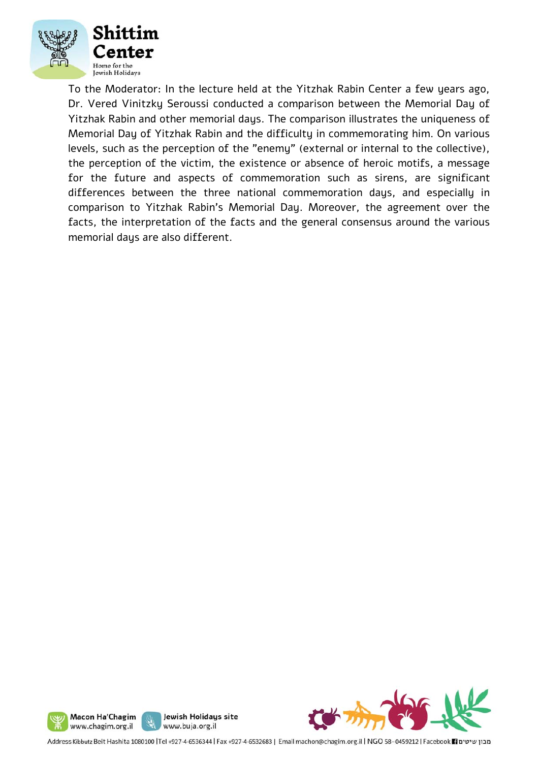To the Moderator: In the lecture held at the Yitzhak Rabin Center a few years ago, Dr. Vered Vinitzky Seroussi conducted a comparison between the Memorial Day of Yitzhak Rabin and other memorial days. The comparison illustrates the uniqueness of Memorial Day of Yitzhak Rabin and the difficulty in commemorating him. On various levels, such as the perception of the "enemy" (external or internal to the collective), the perception of the victim, the existence or absence of heroic motifs, a message for the future and aspects of commemoration such as sirens, are significant differences between the three national commemoration days, and especially in comparison to Yitzhak Rabin's Memorial Day. Moreover, the agreement over the facts, the interpretation of the facts and the general consensus around the various memorial days are also different.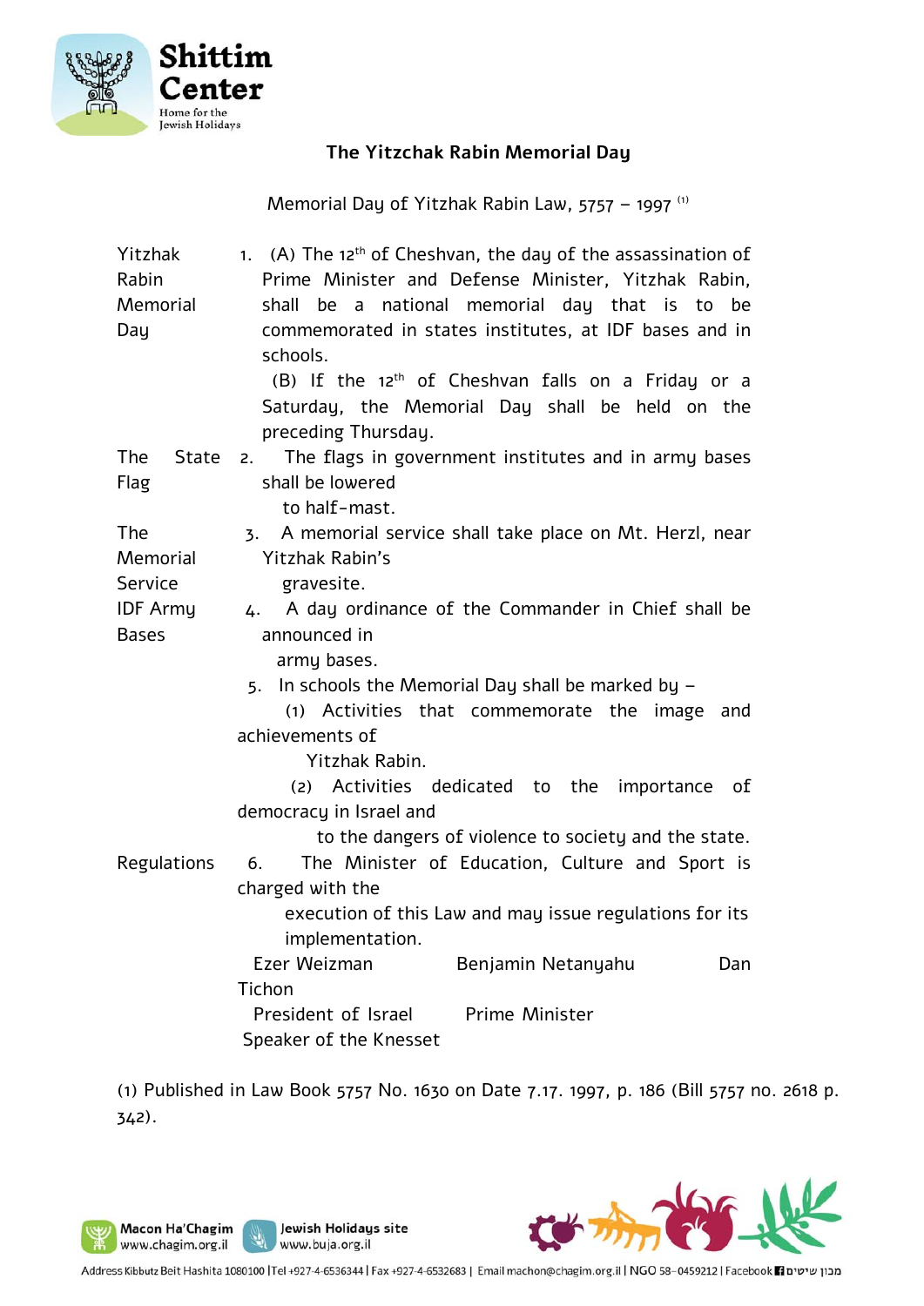# The Yitzchak Rabin Memorial Day

Memorial Day of Yitzhak Rabin Law, 5757 – 1997 [(1)]

| | |
|---|---|
| Yitzhak Rabin Memorial Day | 1. (A) The 12th of Cheshvan, the day of the assassination of Prime Minister and Defense Minister, Yitzhak Rabin, shall be a national memorial day that is to be commemorated in states institutes, at IDF bases and in schools. (B) If the 12th of Cheshvan falls on a Friday or a Saturday, the Memorial Day shall be held on the preceding Thursday. |
| The State Flag | 2. The flags in government institutes and in army bases shall be lowered to half-mast. |
| The Memorial Service | 3. A memorial service shall take place on Mt. Herzl, near Yitzhak Rabin's gravesite. |
| IDF Army Bases | 4. A day ordinance of the Commander in Chief shall be announced in army bases. |
| | 5. In schools the Memorial Day shall be marked by – (1) Activities that commemorate the image and achievements of Yitzhak Rabin. (2) Activities dedicated to the importance of democracy in Israel and to the dangers of violence to society and the state. |
| Regulations | 6. The Minister of Education, Culture and Sport is charged with the execution of this Law and may issue regulations for its implementation. |

| Ezer Weizman | Benjamin Netanyahu | Dan Tichon |
|---|---|---|
| President of Israel | Prime Minister | Speaker of the Knesset |

(1) Published in Law Book 5757 No. 1630 on Date 7.17. 1997, p. 186 (Bill 5757 no. 2618 p. 342).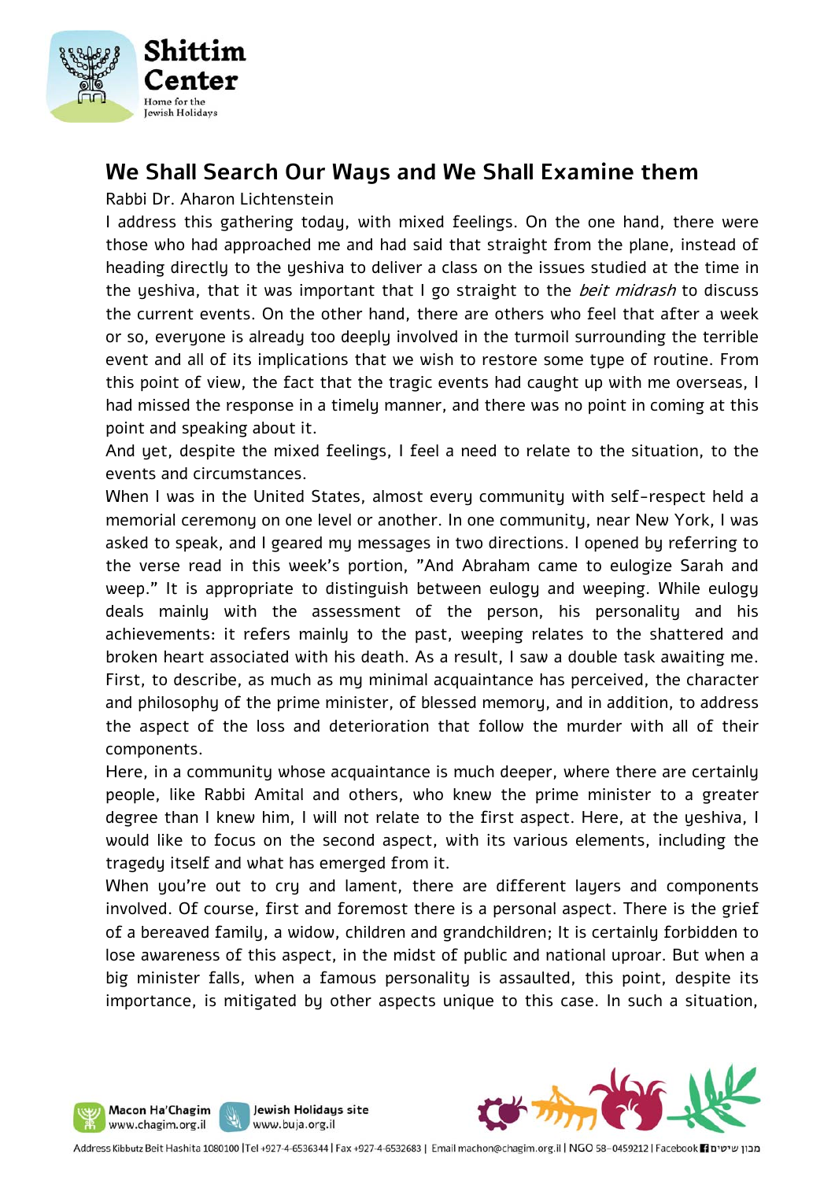## We Shall Search Our Ways and We Shall Examine them

Rabbi Dr. Aharon Lichtenstein

I address this gathering today, with mixed feelings. On the one hand, there were those who had approached me and had said that straight from the plane, instead of heading directly to the yeshiva to deliver a class on the issues studied at the time in the yeshiva, that it was important that I go straight to the *beit midrash* to discuss the current events. On the other hand, there are others who feel that after a week or so, everyone is already too deeply involved in the turmoil surrounding the terrible event and all of its implications that we wish to restore some type of routine. From this point of view, the fact that the tragic events had caught up with me overseas, I had missed the response in a timely manner, and there was no point in coming at this point and speaking about it.

And yet, despite the mixed feelings, I feel a need to relate to the situation, to the events and circumstances.

When I was in the United States, almost every community with self-respect held a memorial ceremony on one level or another. In one community, near New York, I was asked to speak, and I geared my messages in two directions. I opened by referring to the verse read in this week's portion, "And Abraham came to eulogize Sarah and weep." It is appropriate to distinguish between eulogy and weeping. While eulogy deals mainly with the assessment of the person, his personality and his achievements: it refers mainly to the past, weeping relates to the shattered and broken heart associated with his death. As a result, I saw a double task awaiting me. First, to describe, as much as my minimal acquaintance has perceived, the character and philosophy of the prime minister, of blessed memory, and in addition, to address the aspect of the loss and deterioration that follow the murder with all of their components.

Here, in a community whose acquaintance is much deeper, where there are certainly people, like Rabbi Amital and others, who knew the prime minister to a greater degree than I knew him, I will not relate to the first aspect. Here, at the yeshiva, I would like to focus on the second aspect, with its various elements, including the tragedy itself and what has emerged from it.

When you're out to cry and lament, there are different layers and components involved. Of course, first and foremost there is a personal aspect. There is the grief of a bereaved family, a widow, children and grandchildren; It is certainly forbidden to lose awareness of this aspect, in the midst of public and national uproar. But when a big minister falls, when a famous personality is assaulted, this point, despite its importance, is mitigated by other aspects unique to this case. In such a situation,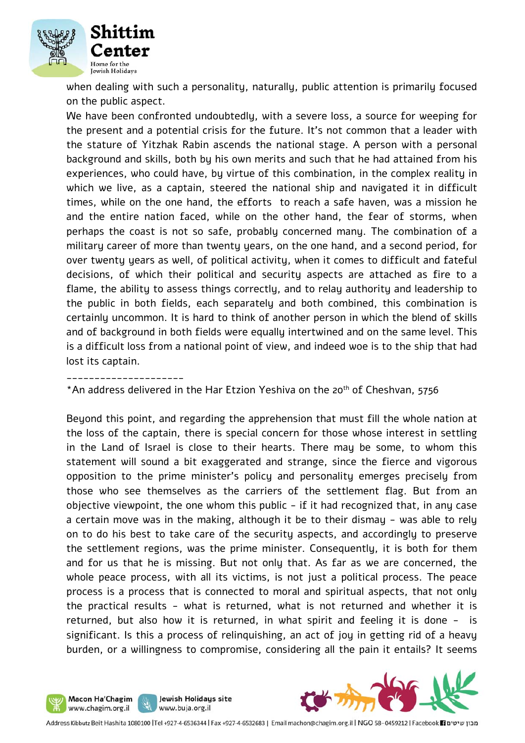when dealing with such a personality, naturally, public attention is primarily focused on the public aspect.

We have been confronted undoubtedly, with a severe loss, a source for weeping for the present and a potential crisis for the future. It's not common that a leader with the stature of Yitzhak Rabin ascends the national stage. A person with a personal background and skills, both by his own merits and such that he had attained from his experiences, who could have, by virtue of this combination, in the complex reality in which we live, as a captain, steered the national ship and navigated it in difficult times, while on the one hand, the efforts to reach a safe haven, was a mission he and the entire nation faced, while on the other hand, the fear of storms, when perhaps the coast is not so safe, probably concerned many. The combination of a military career of more than twenty years, on the one hand, and a second period, for over twenty years as well, of political activity, when it comes to difficult and fateful decisions, of which their political and security aspects are attached as fire to a flame, the ability to assess things correctly, and to relay authority and leadership to the public in both fields, each separately and both combined, this combination is certainly uncommon. It is hard to think of another person in which the blend of skills and of background in both fields were equally intertwined and on the same level. This is a difficult loss from a national point of view, and indeed woe is to the ship that had lost its captain.

---------------------

*An address delivered in the Har Etzion Yeshiva on the 20th of Cheshvan, 5756

Beyond this point, and regarding the apprehension that must fill the whole nation at the loss of the captain, there is special concern for those whose interest in settling in the Land of Israel is close to their hearts. There may be some, to whom this statement will sound a bit exaggerated and strange, since the fierce and vigorous opposition to the prime minister's policy and personality emerges precisely from those who see themselves as the carriers of the settlement flag. But from an objective viewpoint, the one whom this public - if it had recognized that, in any case a certain move was in the making, although it be to their dismay - was able to rely on to do his best to take care of the security aspects, and accordingly to preserve the settlement regions, was the prime minister. Consequently, it is both for them and for us that he is missing. But not only that. As far as we are concerned, the whole peace process, with all its victims, is not just a political process. The peace process is a process that is connected to moral and spiritual aspects, that not only the practical results - what is returned, what is not returned and whether it is returned, but also how it is returned, in what spirit and feeling it is done - is significant. Is this a process of relinquishing, an act of joy in getting rid of a heavy burden, or a willingness to compromise, considering all the pain it entails? It seems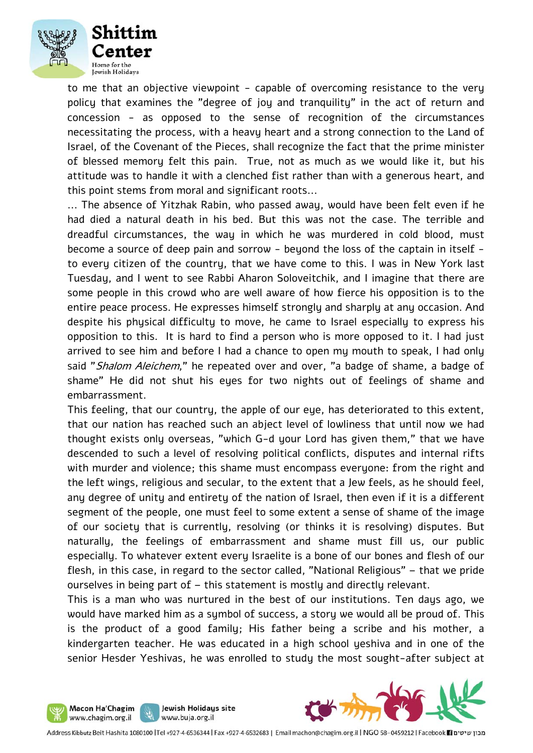to me that an objective viewpoint - capable of overcoming resistance to the very policy that examines the "degree of joy and tranquility" in the act of return and concession - as opposed to the sense of recognition of the circumstances necessitating the process, with a heavy heart and a strong connection to the Land of Israel, of the Covenant of the Pieces, shall recognize the fact that the prime minister of blessed memory felt this pain. True, not as much as we would like it, but his attitude was to handle it with a clenched fist rather than with a generous heart, and this point stems from moral and significant roots...

... The absence of Yitzhak Rabin, who passed away, would have been felt even if he had died a natural death in his bed. But this was not the case. The terrible and dreadful circumstances, the way in which he was murdered in cold blood, must become a source of deep pain and sorrow - beyond the loss of the captain in itself - to every citizen of the country, that we have come to this. I was in New York last Tuesday, and I went to see Rabbi Aharon Soloveitchik, and I imagine that there are some people in this crowd who are well aware of how fierce his opposition is to the entire peace process. He expresses himself strongly and sharply at any occasion. And despite his physical difficulty to move, he came to Israel especially to express his opposition to this. It is hard to find a person who is more opposed to it. I had just arrived to see him and before I had a chance to open my mouth to speak, I had only said "*Shalom Aleichem*," he repeated over and over, "a badge of shame, a badge of shame" He did not shut his eyes for two nights out of feelings of shame and embarrassment.

This feeling, that our country, the apple of our eye, has deteriorated to this extent, that our nation has reached such an abject level of lowliness that until now we had thought exists only overseas, "which G-d your Lord has given them," that we have descended to such a level of resolving political conflicts, disputes and internal rifts with murder and violence; this shame must encompass everyone: from the right and the left wings, religious and secular, to the extent that a Jew feels, as he should feel, any degree of unity and entirety of the nation of Israel, then even if it is a different segment of the people, one must feel to some extent a sense of shame of the image of our society that is currently, resolving (or thinks it is resolving) disputes. But naturally, the feelings of embarrassment and shame must fill us, our public especially. To whatever extent every Israelite is a bone of our bones and flesh of our flesh, in this case, in regard to the sector called, "National Religious" – that we pride ourselves in being part of – this statement is mostly and directly relevant.

This is a man who was nurtured in the best of our institutions. Ten days ago, we would have marked him as a symbol of success, a story we would all be proud of. This is the product of a good family; His father being a scribe and his mother, a kindergarten teacher. He was educated in a high school yeshiva and in one of the senior Hesder Yeshivas, he was enrolled to study the most sought-after subject at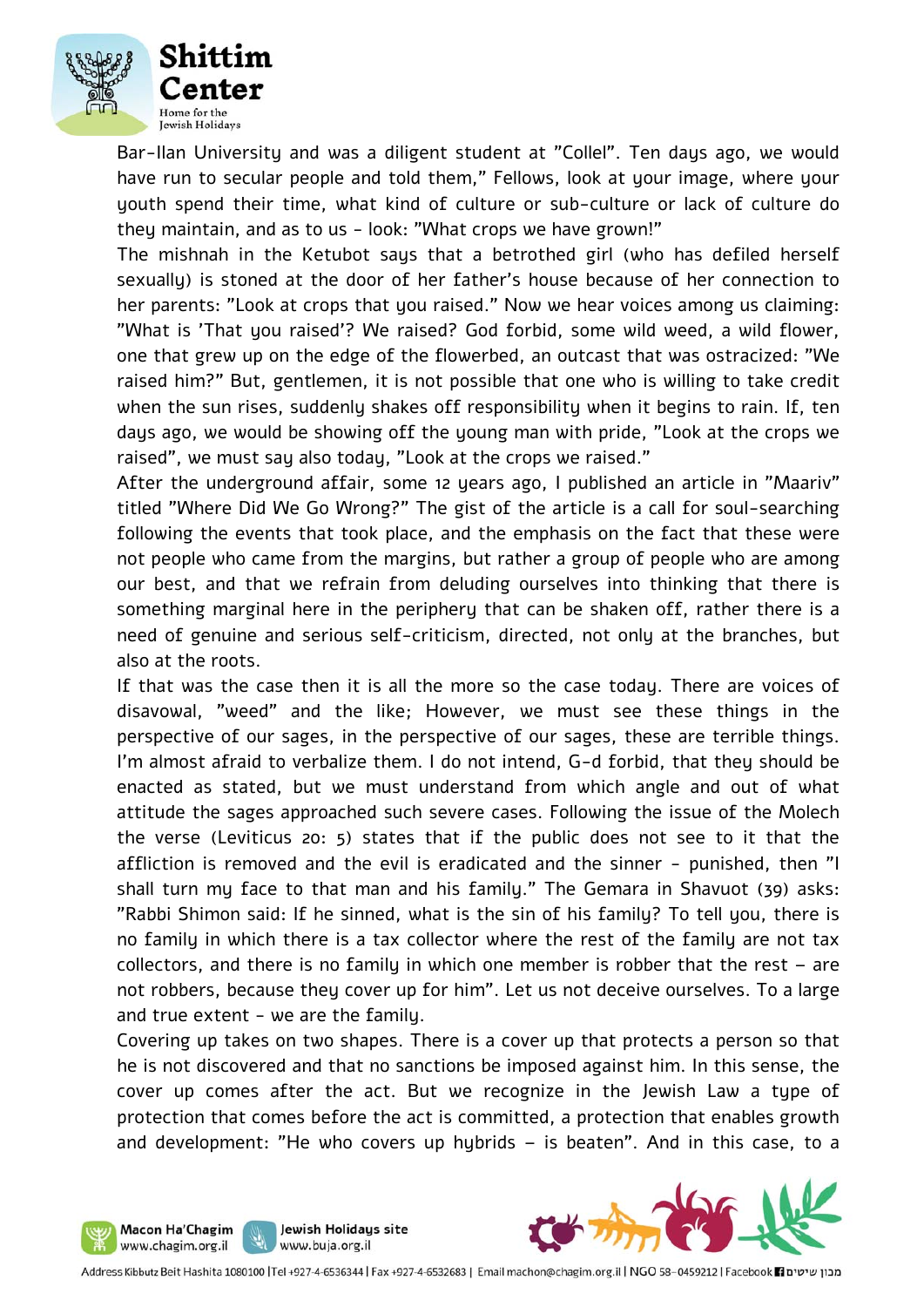Bar-Ilan University and was a diligent student at "Collel". Ten days ago, we would have run to secular people and told them," Fellows, look at your image, where your youth spend their time, what kind of culture or sub-culture or lack of culture do they maintain, and as to us - look: "What crops we have grown!"

The mishnah in the Ketubot says that a betrothed girl (who has defiled herself sexually) is stoned at the door of her father's house because of her connection to her parents: "Look at crops that you raised." Now we hear voices among us claiming: "What is 'That you raised'? We raised? God forbid, some wild weed, a wild flower, one that grew up on the edge of the flowerbed, an outcast that was ostracized: "We raised him?" But, gentlemen, it is not possible that one who is willing to take credit when the sun rises, suddenly shakes off responsibility when it begins to rain. If, ten days ago, we would be showing off the young man with pride, "Look at the crops we raised", we must say also today, "Look at the crops we raised."

After the underground affair, some 12 years ago, I published an article in "Maariv" titled "Where Did We Go Wrong?" The gist of the article is a call for soul-searching following the events that took place, and the emphasis on the fact that these were not people who came from the margins, but rather a group of people who are among our best, and that we refrain from deluding ourselves into thinking that there is something marginal here in the periphery that can be shaken off, rather there is a need of genuine and serious self-criticism, directed, not only at the branches, but also at the roots.

If that was the case then it is all the more so the case today. There are voices of disavowal, "weed" and the like; However, we must see these things in the perspective of our sages, in the perspective of our sages, these are terrible things. I'm almost afraid to verbalize them. I do not intend, G-d forbid, that they should be enacted as stated, but we must understand from which angle and out of what attitude the sages approached such severe cases. Following the issue of the Molech the verse (Leviticus 20: 5) states that if the public does not see to it that the affliction is removed and the evil is eradicated and the sinner - punished, then "I shall turn my face to that man and his family." The Gemara in Shavuot (39) asks: "Rabbi Shimon said: If he sinned, what is the sin of his family? To tell you, there is no family in which there is a tax collector where the rest of the family are not tax collectors, and there is no family in which one member is robber that the rest – are not robbers, because they cover up for him". Let us not deceive ourselves. To a large and true extent - we are the family.

Covering up takes on two shapes. There is a cover up that protects a person so that he is not discovered and that no sanctions be imposed against him. In this sense, the cover up comes after the act. But we recognize in the Jewish Law a type of protection that comes before the act is committed, a protection that enables growth and development: "He who covers up hybrids – is beaten". And in this case, to a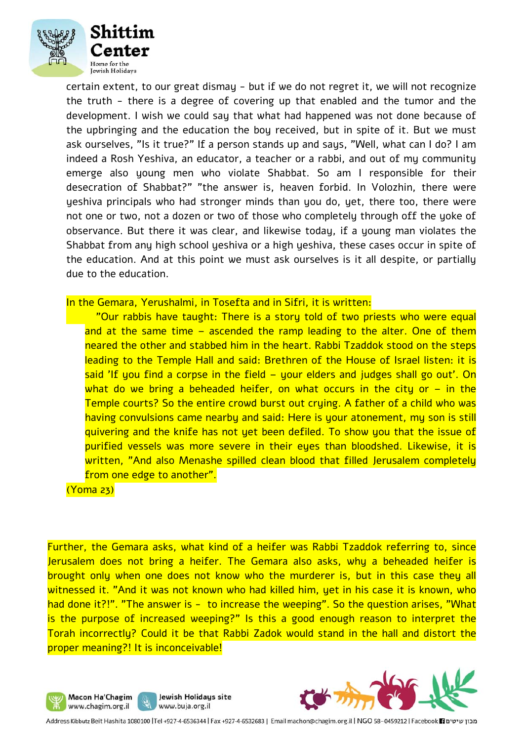certain extent, to our great dismay - but if we do not regret it, we will not recognize the truth - there is a degree of covering up that enabled and the tumor and the development. I wish we could say that what had happened was not done because of the upbringing and the education the boy received, but in spite of it. But we must ask ourselves, "Is it true?" If a person stands up and says, "Well, what can I do? I am indeed a Rosh Yeshiva, an educator, a teacher or a rabbi, and out of my community emerge also young men who violate Shabbat. So am I responsible for their desecration of Shabbat?" "the answer is, heaven forbid. In Volozhin, there were yeshiva principals who had stronger minds than you do, yet, there too, there were not one or two, not a dozen or two of those who completely through off the yoke of observance. But there it was clear, and likewise today, if a young man violates the Shabbat from any high school yeshiva or a high yeshiva, these cases occur in spite of the education. And at this point we must ask ourselves is it all despite, or partially due to the education.

In the Gemara, Yerushalmi, in Tosefta and in Sifri, it is written:

> "Our rabbis have taught: There is a story told of two priests who were equal and at the same time – ascended the ramp leading to the alter. One of them neared the other and stabbed him in the heart. Rabbi Tzaddok stood on the steps leading to the Temple Hall and said: Brethren of the House of Israel listen: it is said 'If you find a corpse in the field – your elders and judges shall go out'. On what do we bring a beheaded heifer, on what occurs in the city or – in the Temple courts? So the entire crowd burst out crying. A father of a child who was having convulsions came nearby and said: Here is your atonement, my son is still quivering and the knife has not yet been defiled. To show you that the issue of purified vessels was more severe in their eyes than bloodshed. Likewise, it is written, "And also Menashe spilled clean blood that filled Jerusalem completely from one edge to another".

(Yoma 23)

Further, the Gemara asks, what kind of a heifer was Rabbi Tzaddok referring to, since Jerusalem does not bring a heifer. The Gemara also asks, why a beheaded heifer is brought only when one does not know who the murderer is, but in this case they all witnessed it. "And it was not known who had killed him, yet in his case it is known, who had done it?!". "The answer is - to increase the weeping". So the question arises, "What is the purpose of increased weeping?" Is this a good enough reason to interpret the Torah incorrectly? Could it be that Rabbi Zadok would stand in the hall and distort the proper meaning?! It is inconceivable!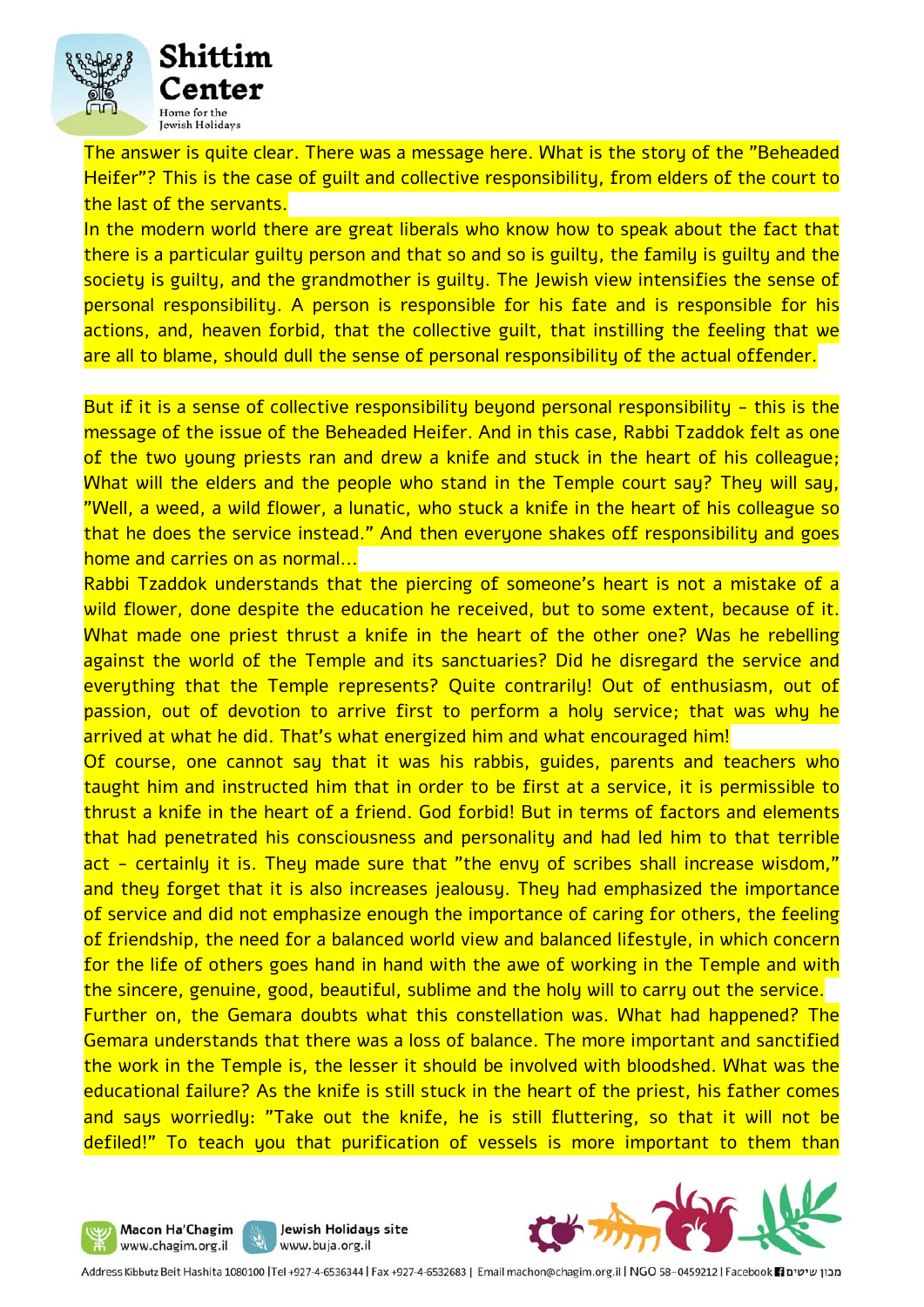The answer is quite clear. There was a message here. What is the story of the "Beheaded Heifer"? This is the case of guilt and collective responsibility, from elders of the court to the last of the servants.

In the modern world there are great liberals who know how to speak about the fact that there is a particular guilty person and that so and so is guilty, the family is guilty and the society is guilty, and the grandmother is guilty. The Jewish view intensifies the sense of personal responsibility. A person is responsible for his fate and is responsible for his actions, and, heaven forbid, that the collective guilt, that instilling the feeling that we are all to blame, should dull the sense of personal responsibility of the actual offender.

But if it is a sense of collective responsibility beyond personal responsibility - this is the message of the issue of the Beheaded Heifer. And in this case, Rabbi Tzaddok felt as one of the two young priests ran and drew a knife and stuck in the heart of his colleague; What will the elders and the people who stand in the Temple court say? They will say, "Well, a weed, a wild flower, a lunatic, who stuck a knife in the heart of his colleague so that he does the service instead." And then everyone shakes off responsibility and goes home and carries on as normal...

Rabbi Tzaddok understands that the piercing of someone's heart is not a mistake of a wild flower, done despite the education he received, but to some extent, because of it. What made one priest thrust a knife in the heart of the other one? Was he rebelling against the world of the Temple and its sanctuaries? Did he disregard the service and everything that the Temple represents? Quite contrarily! Out of enthusiasm, out of passion, out of devotion to arrive first to perform a holy service; that was why he arrived at what he did. That's what energized him and what encouraged him!

Of course, one cannot say that it was his rabbis, guides, parents and teachers who taught him and instructed him that in order to be first at a service, it is permissible to thrust a knife in the heart of a friend. God forbid! But in terms of factors and elements that had penetrated his consciousness and personality and had led him to that terrible act - certainly it is. They made sure that "the envy of scribes shall increase wisdom," and they forget that it is also increases jealousy. They had emphasized the importance of service and did not emphasize enough the importance of caring for others, the feeling of friendship, the need for a balanced world view and balanced lifestyle, in which concern for the life of others goes hand in hand with the awe of working in the Temple and with the sincere, genuine, good, beautiful, sublime and the holy will to carry out the service.

Further on, the Gemara doubts what this constellation was. What had happened? The Gemara understands that there was a loss of balance. The more important and sanctified the work in the Temple is, the lesser it should be involved with bloodshed. What was the educational failure? As the knife is still stuck in the heart of the priest, his father comes and says worriedly: "Take out the knife, he is still fluttering, so that it will not be defiled!" To teach you that purification of vessels is more important to them than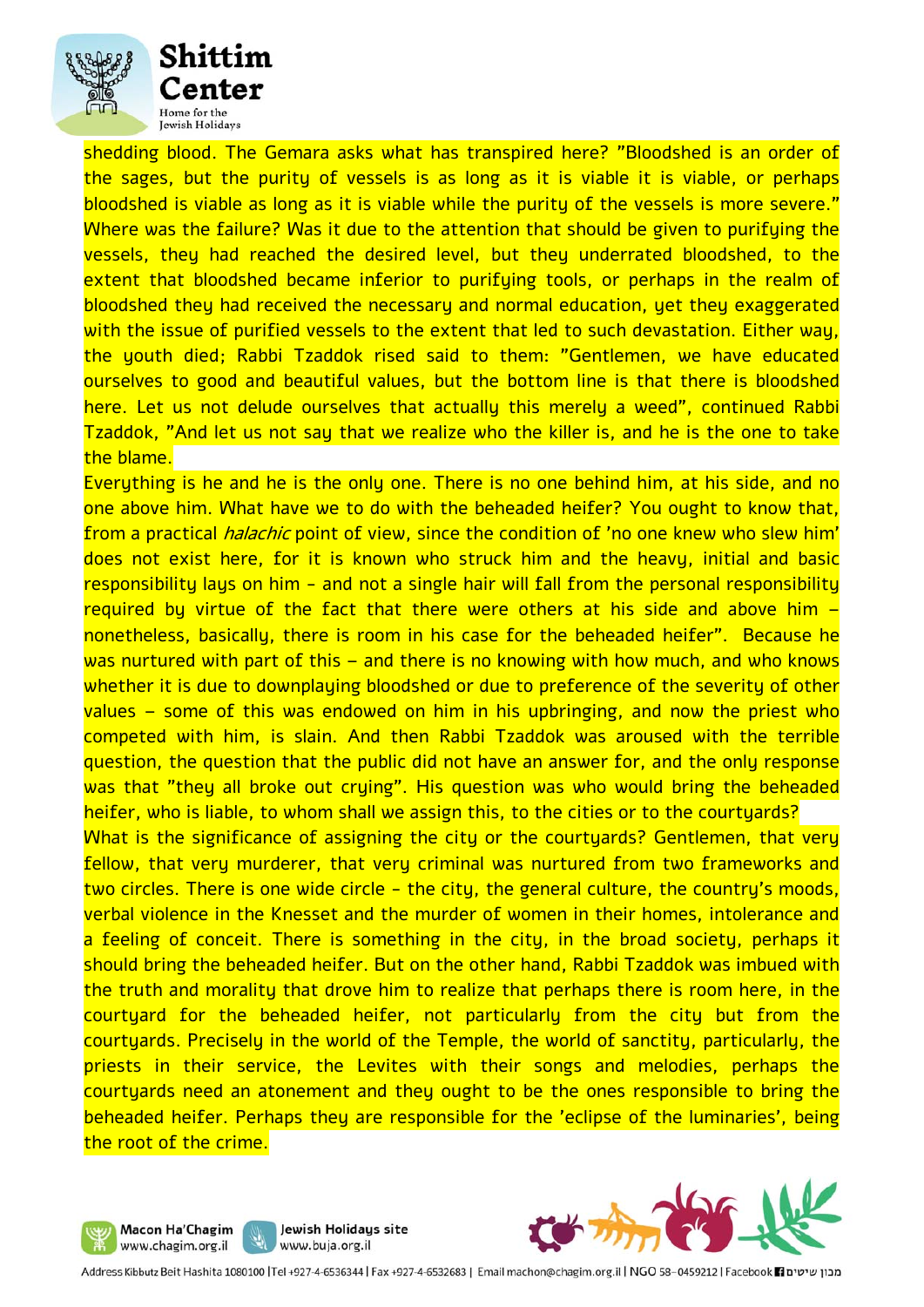shedding blood. The Gemara asks what has transpired here? "Bloodshed is an order of the sages, but the purity of vessels is as long as it is viable it is viable, or perhaps bloodshed is viable as long as it is viable while the purity of the vessels is more severe." Where was the failure? Was it due to the attention that should be given to purifying the vessels, they had reached the desired level, but they underrated bloodshed, to the extent that bloodshed became inferior to purifying tools, or perhaps in the realm of bloodshed they had received the necessary and normal education, yet they exaggerated with the issue of purified vessels to the extent that led to such devastation. Either way, the youth died; Rabbi Tzaddok rised said to them: "Gentlemen, we have educated ourselves to good and beautiful values, but the bottom line is that there is bloodshed here. Let us not delude ourselves that actually this merely a weed", continued Rabbi Tzaddok, "And let us not say that we realize who the killer is, and he is the one to take the blame.

Everything is he and he is the only one. There is no one behind him, at his side, and no one above him. What have we to do with the beheaded heifer? You ought to know that, from a practical *halachic* point of view, since the condition of 'no one knew who slew him' does not exist here, for it is known who struck him and the heavy, initial and basic responsibility lays on him - and not a single hair will fall from the personal responsibility required by virtue of the fact that there were others at his side and above him – nonetheless, basically, there is room in his case for the beheaded heifer". Because he was nurtured with part of this – and there is no knowing with how much, and who knows whether it is due to downplaying bloodshed or due to preference of the severity of other values – some of this was endowed on him in his upbringing, and now the priest who competed with him, is slain. And then Rabbi Tzaddok was aroused with the terrible question, the question that the public did not have an answer for, and the only response was that "they all broke out crying". His question was who would bring the beheaded heifer, who is liable, to whom shall we assign this, to the cities or to the courtyards?

What is the significance of assigning the city or the courtyards? Gentlemen, that very fellow, that very murderer, that very criminal was nurtured from two frameworks and two circles. There is one wide circle - the city, the general culture, the country's moods, verbal violence in the Knesset and the murder of women in their homes, intolerance and a feeling of conceit. There is something in the city, in the broad society, perhaps it should bring the beheaded heifer. But on the other hand, Rabbi Tzaddok was imbued with the truth and morality that drove him to realize that perhaps there is room here, in the courtyard for the beheaded heifer, not particularly from the city but from the courtyards. Precisely in the world of the Temple, the world of sanctity, particularly, the priests in their service, the Levites with their songs and melodies, perhaps the courtyards need an atonement and they ought to be the ones responsible to bring the beheaded heifer. Perhaps they are responsible for the 'eclipse of the luminaries', being the root of the crime.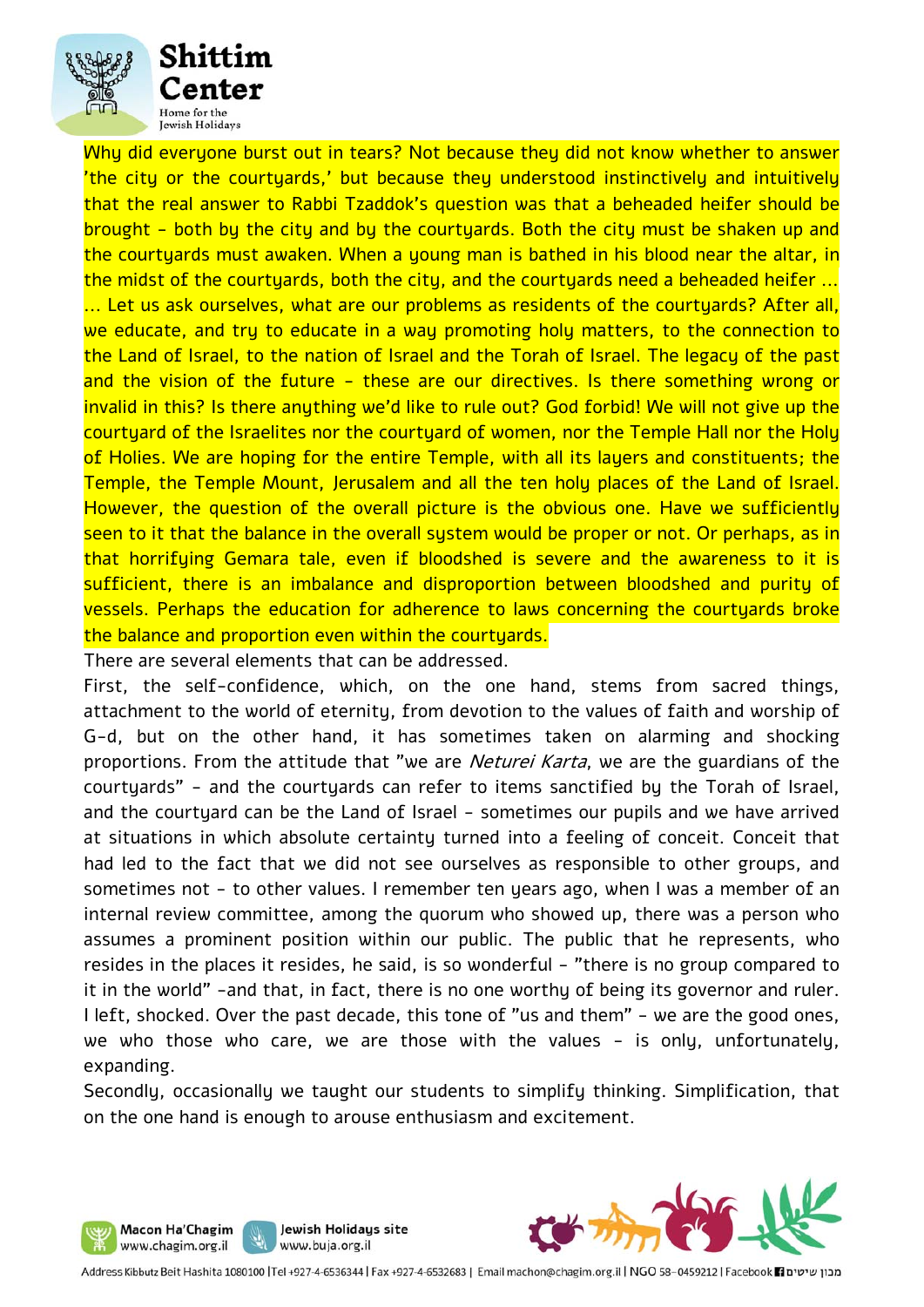Why did everyone burst out in tears? Not because they did not know whether to answer 'the city or the courtyards,' but because they understood instinctively and intuitively that the real answer to Rabbi Tzaddok's question was that a beheaded heifer should be brought - both by the city and by the courtyards. Both the city must be shaken up and the courtyards must awaken. When a young man is bathed in his blood near the altar, in the midst of the courtyards, both the city, and the courtyards need a beheaded heifer ... ... Let us ask ourselves, what are our problems as residents of the courtyards? After all, we educate, and try to educate in a way promoting holy matters, to the connection to the Land of Israel, to the nation of Israel and the Torah of Israel. The legacy of the past and the vision of the future - these are our directives. Is there something wrong or invalid in this? Is there anything we'd like to rule out? God forbid! We will not give up the courtyard of the Israelites nor the courtyard of women, nor the Temple Hall nor the Holy of Holies. We are hoping for the entire Temple, with all its layers and constituents; the Temple, the Temple Mount, Jerusalem and all the ten holy places of the Land of Israel. However, the question of the overall picture is the obvious one. Have we sufficiently seen to it that the balance in the overall system would be proper or not. Or perhaps, as in that horrifying Gemara tale, even if bloodshed is severe and the awareness to it is sufficient, there is an imbalance and disproportion between bloodshed and purity of vessels. Perhaps the education for adherence to laws concerning the courtyards broke the balance and proportion even within the courtyards.

There are several elements that can be addressed.

First, the self-confidence, which, on the one hand, stems from sacred things, attachment to the world of eternity, from devotion to the values of faith and worship of G-d, but on the other hand, it has sometimes taken on alarming and shocking proportions. From the attitude that "we are *Neturei Karta*, we are the guardians of the courtyards" - and the courtyards can refer to items sanctified by the Torah of Israel, and the courtyard can be the Land of Israel - sometimes our pupils and we have arrived at situations in which absolute certainty turned into a feeling of conceit. Conceit that had led to the fact that we did not see ourselves as responsible to other groups, and sometimes not - to other values. I remember ten years ago, when I was a member of an internal review committee, among the quorum who showed up, there was a person who assumes a prominent position within our public. The public that he represents, who resides in the places it resides, he said, is so wonderful - "there is no group compared to it in the world" -and that, in fact, there is no one worthy of being its governor and ruler. I left, shocked. Over the past decade, this tone of "us and them" - we are the good ones, we who those who care, we are those with the values - is only, unfortunately, expanding.

Secondly, occasionally we taught our students to simplify thinking. Simplification, that on the one hand is enough to arouse enthusiasm and excitement.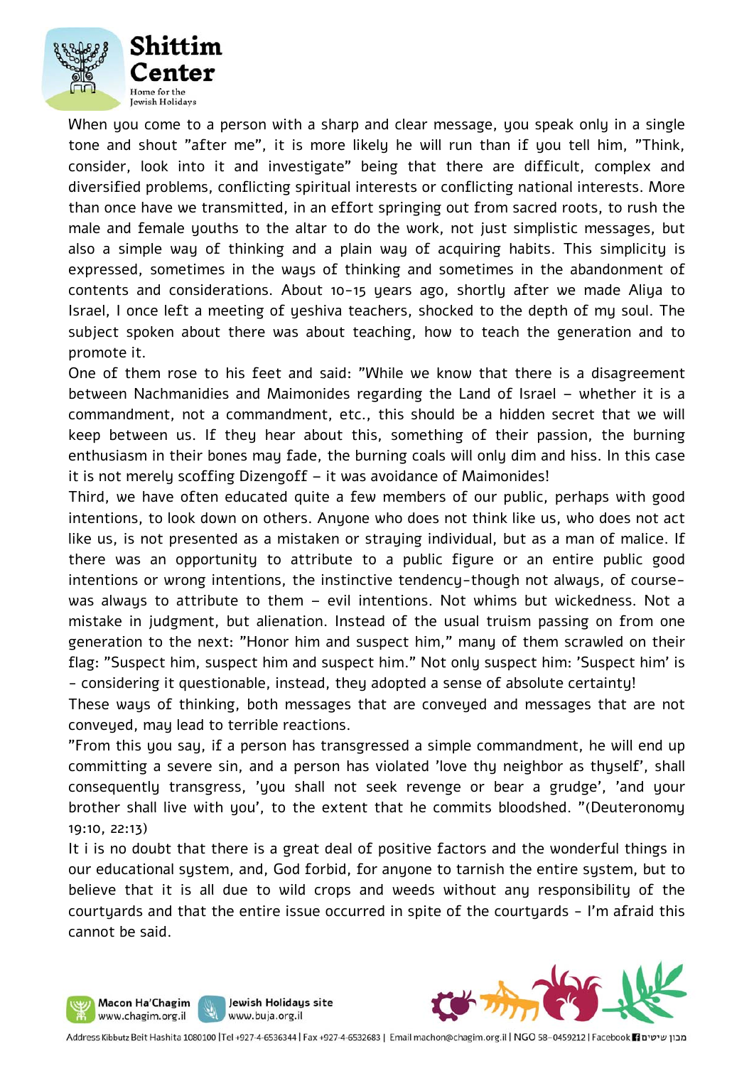When you come to a person with a sharp and clear message, you speak only in a single tone and shout "after me", it is more likely he will run than if you tell him, "Think, consider, look into it and investigate" being that there are difficult, complex and diversified problems, conflicting spiritual interests or conflicting national interests. More than once have we transmitted, in an effort springing out from sacred roots, to rush the male and female youths to the altar to do the work, not just simplistic messages, but also a simple way of thinking and a plain way of acquiring habits. This simplicity is expressed, sometimes in the ways of thinking and sometimes in the abandonment of contents and considerations. About 10-15 years ago, shortly after we made Aliya to Israel, I once left a meeting of yeshiva teachers, shocked to the depth of my soul. The subject spoken about there was about teaching, how to teach the generation and to promote it.

One of them rose to his feet and said: "While we know that there is a disagreement between Nachmanidies and Maimonides regarding the Land of Israel – whether it is a commandment, not a commandment, etc., this should be a hidden secret that we will keep between us. If they hear about this, something of their passion, the burning enthusiasm in their bones may fade, the burning coals will only dim and hiss. In this case it is not merely scoffing Dizengoff – it was avoidance of Maimonides!

Third, we have often educated quite a few members of our public, perhaps with good intentions, to look down on others. Anyone who does not think like us, who does not act like us, is not presented as a mistaken or straying individual, but as a man of malice. If there was an opportunity to attribute to a public figure or an entire public good intentions or wrong intentions, the instinctive tendency-though not always, of course-was always to attribute to them – evil intentions. Not whims but wickedness. Not a mistake in judgment, but alienation. Instead of the usual truism passing on from one generation to the next: "Honor him and suspect him," many of them scrawled on their flag: "Suspect him, suspect him and suspect him." Not only suspect him: 'Suspect him' is - considering it questionable, instead, they adopted a sense of absolute certainty!

These ways of thinking, both messages that are conveyed and messages that are not conveyed, may lead to terrible reactions.

"From this you say, if a person has transgressed a simple commandment, he will end up committing a severe sin, and a person has violated 'love thy neighbor as thyself', shall consequently transgress, 'you shall not seek revenge or bear a grudge', 'and your brother shall live with you', to the extent that he commits bloodshed. "(Deuteronomy 19:10, 22:13)

It i is no doubt that there is a great deal of positive factors and the wonderful things in our educational system, and, God forbid, for anyone to tarnish the entire system, but to believe that it is all due to wild crops and weeds without any responsibility of the courtyards and that the entire issue occurred in spite of the courtyards - I'm afraid this cannot be said.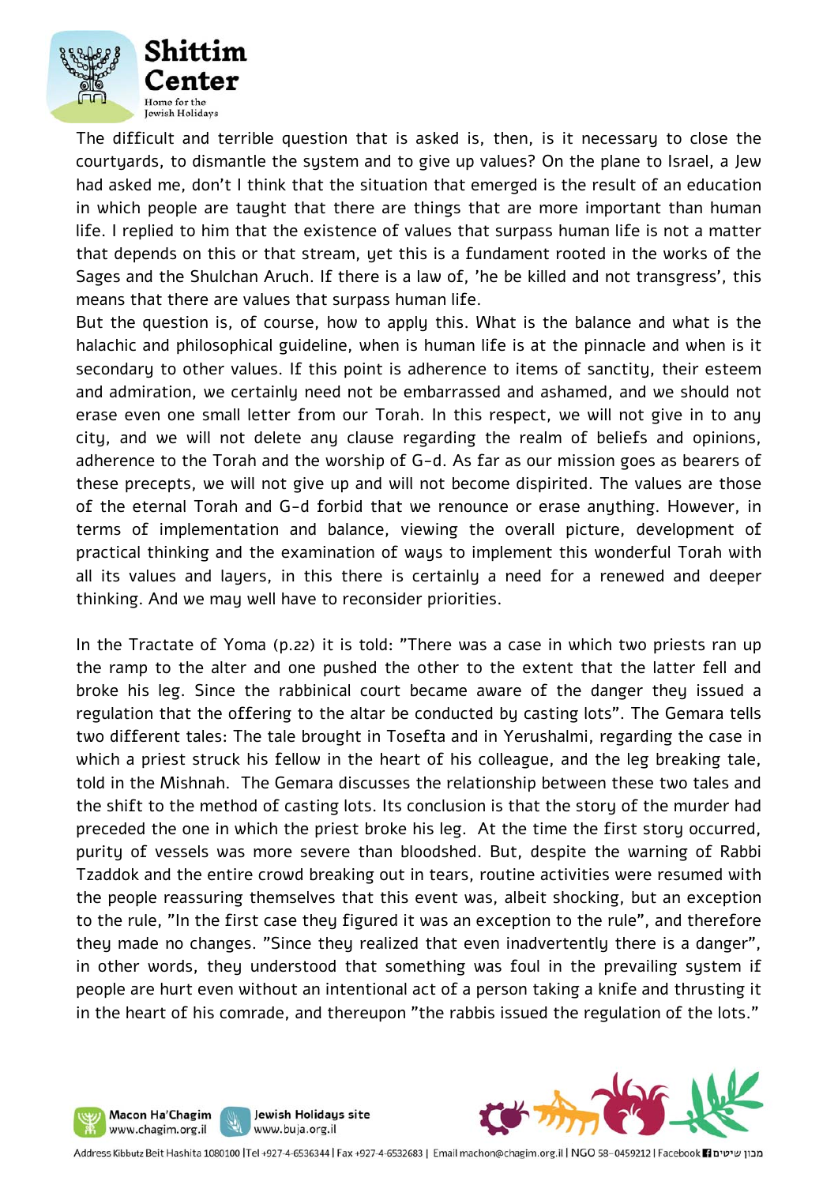The difficult and terrible question that is asked is, then, is it necessary to close the courtyards, to dismantle the system and to give up values? On the plane to Israel, a Jew had asked me, don't I think that the situation that emerged is the result of an education in which people are taught that there are things that are more important than human life. I replied to him that the existence of values that surpass human life is not a matter that depends on this or that stream, yet this is a fundament rooted in the works of the Sages and the Shulchan Aruch. If there is a law of, 'he be killed and not transgress', this means that there are values that surpass human life.

But the question is, of course, how to apply this. What is the balance and what is the halachic and philosophical guideline, when is human life is at the pinnacle and when is it secondary to other values. If this point is adherence to items of sanctity, their esteem and admiration, we certainly need not be embarrassed and ashamed, and we should not erase even one small letter from our Torah. In this respect, we will not give in to any city, and we will not delete any clause regarding the realm of beliefs and opinions, adherence to the Torah and the worship of G-d. As far as our mission goes as bearers of these precepts, we will not give up and will not become dispirited. The values are those of the eternal Torah and G-d forbid that we renounce or erase anything. However, in terms of implementation and balance, viewing the overall picture, development of practical thinking and the examination of ways to implement this wonderful Torah with all its values and layers, in this there is certainly a need for a renewed and deeper thinking. And we may well have to reconsider priorities.

In the Tractate of Yoma (p.22) it is told: "There was a case in which two priests ran up the ramp to the alter and one pushed the other to the extent that the latter fell and broke his leg. Since the rabbinical court became aware of the danger they issued a regulation that the offering to the altar be conducted by casting lots". The Gemara tells two different tales: The tale brought in Tosefta and in Yerushalmi, regarding the case in which a priest struck his fellow in the heart of his colleague, and the leg breaking tale, told in the Mishnah. The Gemara discusses the relationship between these two tales and the shift to the method of casting lots. Its conclusion is that the story of the murder had preceded the one in which the priest broke his leg. At the time the first story occurred, purity of vessels was more severe than bloodshed. But, despite the warning of Rabbi Tzaddok and the entire crowd breaking out in tears, routine activities were resumed with the people reassuring themselves that this event was, albeit shocking, but an exception to the rule, "In the first case they figured it was an exception to the rule", and therefore they made no changes. "Since they realized that even inadvertently there is a danger", in other words, they understood that something was foul in the prevailing system if people are hurt even without an intentional act of a person taking a knife and thrusting it in the heart of his comrade, and thereupon "the rabbis issued the regulation of the lots."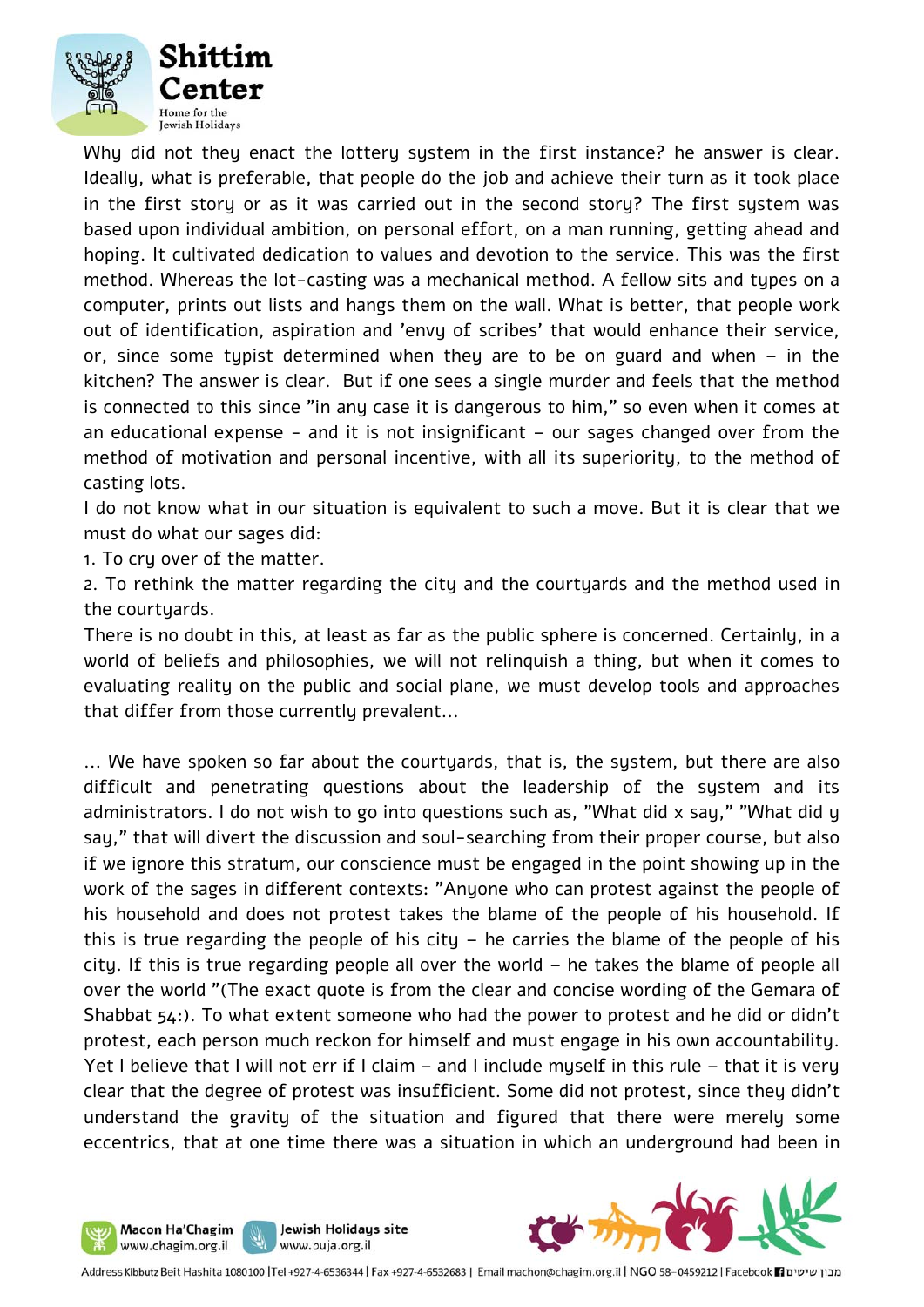Why did not they enact the lottery system in the first instance? he answer is clear. Ideally, what is preferable, that people do the job and achieve their turn as it took place in the first story or as it was carried out in the second story? The first system was based upon individual ambition, on personal effort, on a man running, getting ahead and hoping. It cultivated dedication to values and devotion to the service. This was the first method. Whereas the lot-casting was a mechanical method. A fellow sits and types on a computer, prints out lists and hangs them on the wall. What is better, that people work out of identification, aspiration and 'envy of scribes' that would enhance their service, or, since some typist determined when they are to be on guard and when – in the kitchen? The answer is clear. But if one sees a single murder and feels that the method is connected to this since "in any case it is dangerous to him," so even when it comes at an educational expense - and it is not insignificant – our sages changed over from the method of motivation and personal incentive, with all its superiority, to the method of casting lots.

I do not know what in our situation is equivalent to such a move. But it is clear that we must do what our sages did:

1. To cry over of the matter.
2. To rethink the matter regarding the city and the courtyards and the method used in the courtyards.

There is no doubt in this, at least as far as the public sphere is concerned. Certainly, in a world of beliefs and philosophies, we will not relinquish a thing, but when it comes to evaluating reality on the public and social plane, we must develop tools and approaches that differ from those currently prevalent...

... We have spoken so far about the courtyards, that is, the system, but there are also difficult and penetrating questions about the leadership of the system and its administrators. I do not wish to go into questions such as, "What did x say," "What did y say," that will divert the discussion and soul-searching from their proper course, but also if we ignore this stratum, our conscience must be engaged in the point showing up in the work of the sages in different contexts: "Anyone who can protest against the people of his household and does not protest takes the blame of the people of his household. If this is true regarding the people of his city – he carries the blame of the people of his city. If this is true regarding people all over the world – he takes the blame of people all over the world "(The exact quote is from the clear and concise wording of the Gemara of Shabbat 54:). To what extent someone who had the power to protest and he did or didn't protest, each person much reckon for himself and must engage in his own accountability. Yet I believe that I will not err if I claim – and I include myself in this rule – that it is very clear that the degree of protest was insufficient. Some did not protest, since they didn't understand the gravity of the situation and figured that there were merely some eccentrics, that at one time there was a situation in which an underground had been in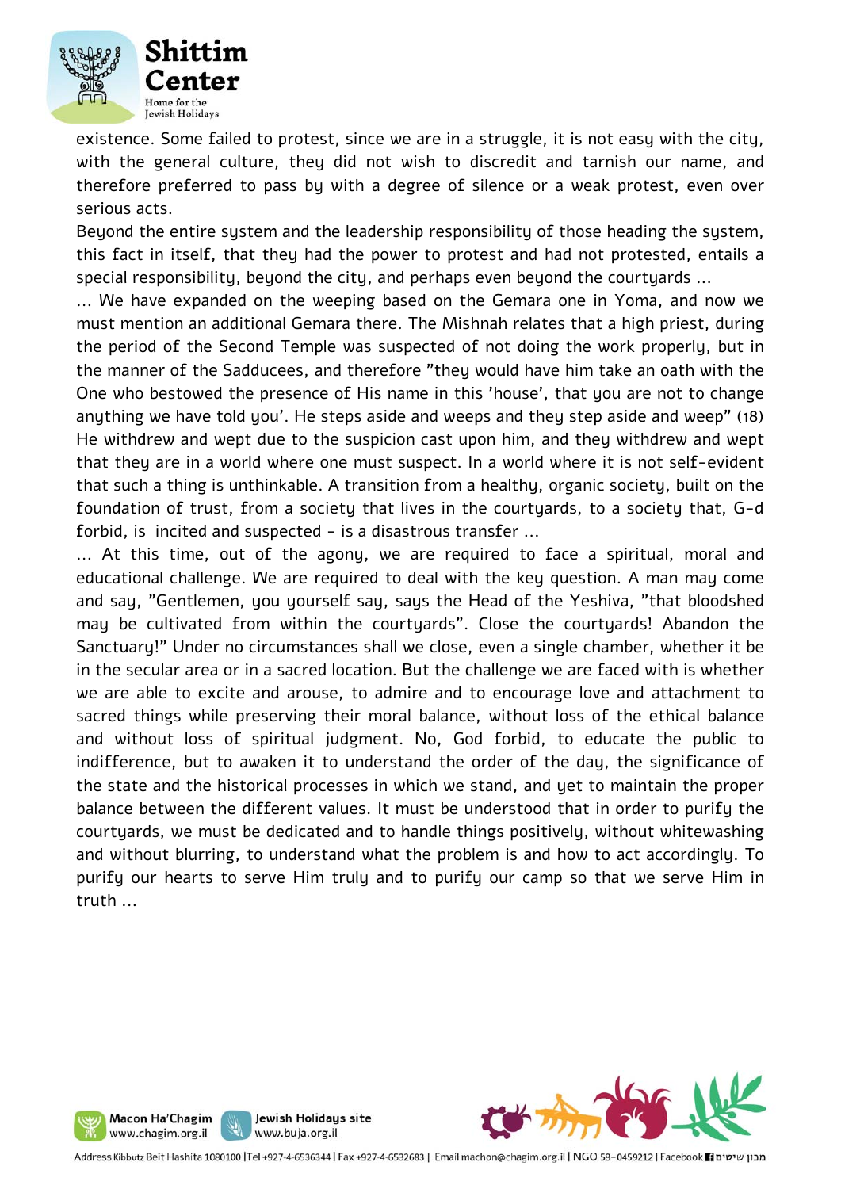existence. Some failed to protest, since we are in a struggle, it is not easy with the city, with the general culture, they did not wish to discredit and tarnish our name, and therefore preferred to pass by with a degree of silence or a weak protest, even over serious acts.

Beyond the entire system and the leadership responsibility of those heading the system, this fact in itself, that they had the power to protest and had not protested, entails a special responsibility, beyond the city, and perhaps even beyond the courtyards ...

... We have expanded on the weeping based on the Gemara one in Yoma, and now we must mention an additional Gemara there. The Mishnah relates that a high priest, during the period of the Second Temple was suspected of not doing the work properly, but in the manner of the Sadducees, and therefore "they would have him take an oath with the One who bestowed the presence of His name in this 'house', that you are not to change anything we have told you'. He steps aside and weeps and they step aside and weep" (18) He withdrew and wept due to the suspicion cast upon him, and they withdrew and wept that they are in a world where one must suspect. In a world where it is not self-evident that such a thing is unthinkable. A transition from a healthy, organic society, built on the foundation of trust, from a society that lives in the courtyards, to a society that, G-d forbid, is incited and suspected - is a disastrous transfer ...

... At this time, out of the agony, we are required to face a spiritual, moral and educational challenge. We are required to deal with the key question. A man may come and say, "Gentlemen, you yourself say, says the Head of the Yeshiva, "that bloodshed may be cultivated from within the courtyards". Close the courtyards! Abandon the Sanctuary!" Under no circumstances shall we close, even a single chamber, whether it be in the secular area or in a sacred location. But the challenge we are faced with is whether we are able to excite and arouse, to admire and to encourage love and attachment to sacred things while preserving their moral balance, without loss of the ethical balance and without loss of spiritual judgment. No, God forbid, to educate the public to indifference, but to awaken it to understand the order of the day, the significance of the state and the historical processes in which we stand, and yet to maintain the proper balance between the different values. It must be understood that in order to purify the courtyards, we must be dedicated and to handle things positively, without whitewashing and without blurring, to understand what the problem is and how to act accordingly. To purify our hearts to serve Him truly and to purify our camp so that we serve Him in truth ...